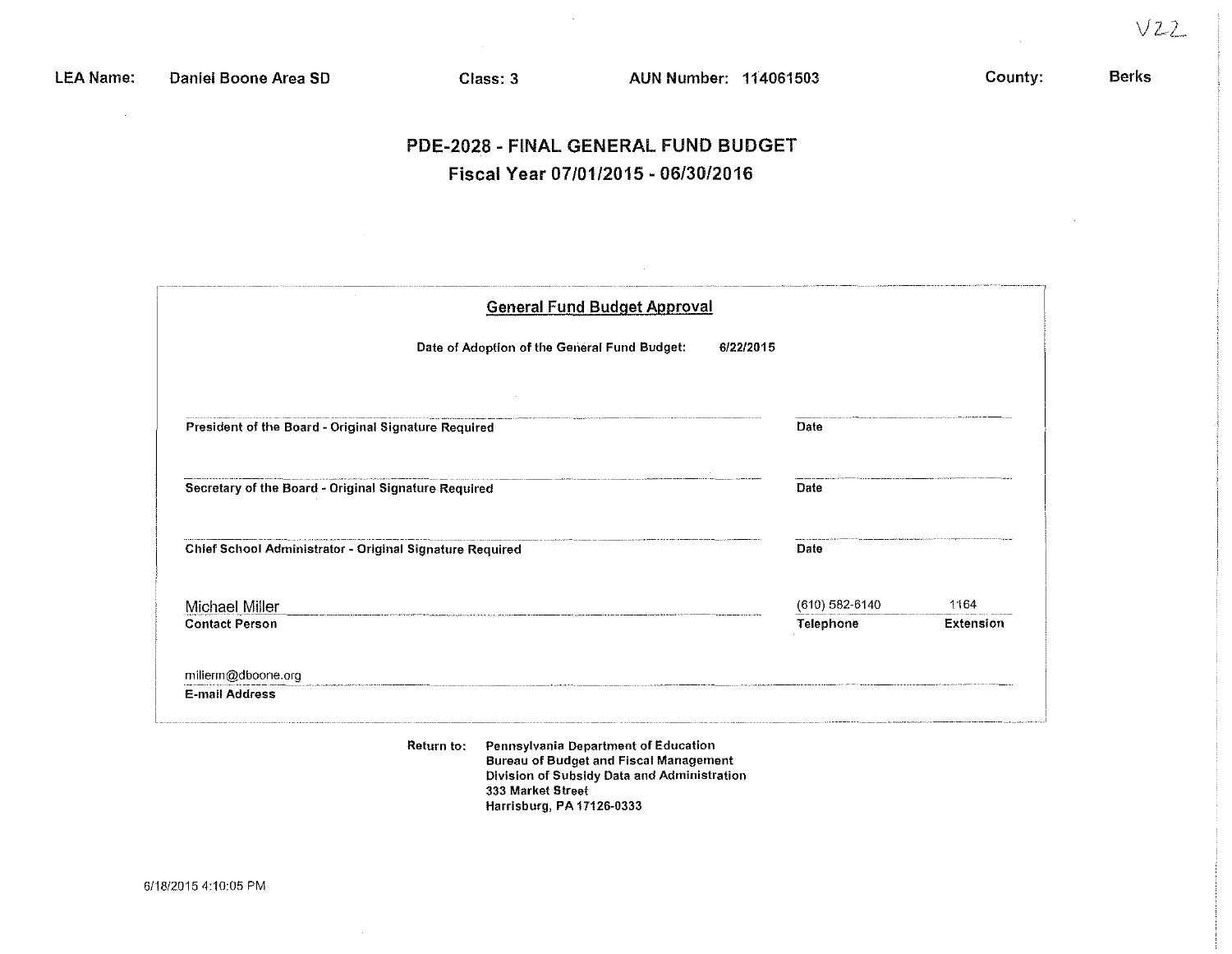V22

**LEA Name:** Daniel Boone Area SD **Class:** 3 **AUN Number:** 114061503 **County:** Berks

# PDE-2028 - FINAL GENERAL FUND BUDGET

## Fiscal Year 07/01/2015 - 06/30/2016

### General Fund Budget Approval

Date of Adoption of the General Fund Budget: 6/22/2015

| | |
|---|---|
| _______________________________ | _______________ |
| **President of the Board - Original Signature Required** | **Date** |
| _______________________________ | _______________ |
| **Secretary of the Board - Original Signature Required** | **Date** |
| _______________________________ | _______________ |
| **Chief School Administrator - Original Signature Required** | **Date** |

| | | |
|---|---|---|
| Michael Miller | (610) 582-6140 | 1164 |
| **Contact Person** | **Telephone** | **Extension** |

millerm@dboone.org
**E-mail Address**

**Return to:** Pennsylvania Department of Education
Bureau of Budget and Fiscal Management
Division of Subsidy Data and Administration
333 Market Street
Harrisburg, PA 17126-0333

6/18/2015 4:10:05 PM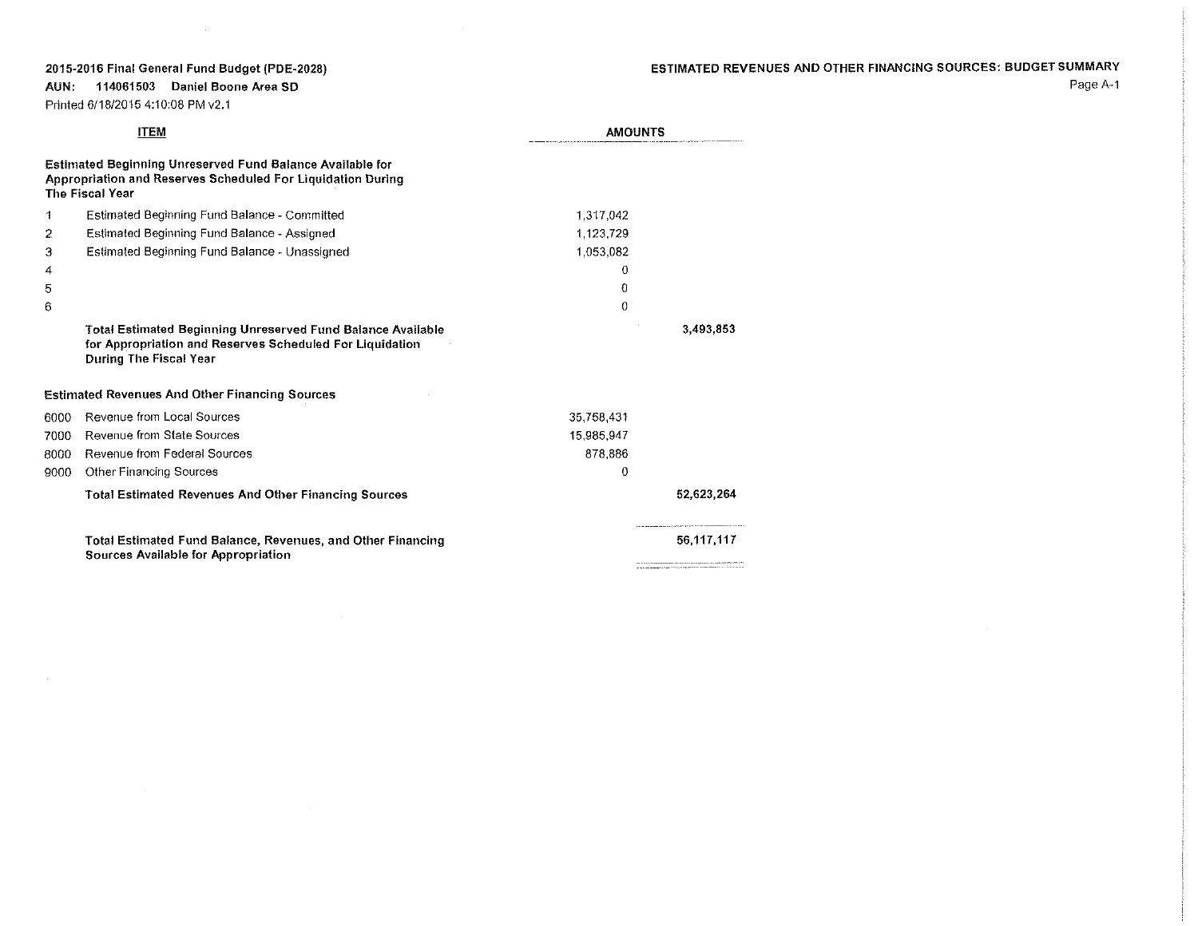2015-2016 Final General Fund Budget (PDE-2028)

**AUN: 114061503 Daniel Boone Area SD**

Printed 6/18/2015 4:10:08 PM v2.1

## ESTIMATED REVENUES AND OTHER FINANCING SOURCES: BUDGET SUMMARY

| | ITEM | AMOUNTS | |
|---|---|---|---|
| | **Estimated Beginning Unreserved Fund Balance Available for Appropriation and Reserves Scheduled For Liquidation During The Fiscal Year** | | |
| 1 | Estimated Beginning Fund Balance - Committed | 1,317,042 | |
| 2 | Estimated Beginning Fund Balance - Assigned | 1,123,729 | |
| 3 | Estimated Beginning Fund Balance - Unassigned | 1,053,082 | |
| 4 | | 0 | |
| 5 | | 0 | |
| 6 | | 0 | |
| | **Total Estimated Beginning Unreserved Fund Balance Available for Appropriation and Reserves Scheduled For Liquidation During The Fiscal Year** | | **3,493,853** |
| | **Estimated Revenues And Other Financing Sources** | | |
| 6000 | Revenue from Local Sources | 35,758,431 | |
| 7000 | Revenue from State Sources | 15,985,947 | |
| 8000 | Revenue from Federal Sources | 878,886 | |
| 9000 | Other Financing Sources | 0 | |
| | **Total Estimated Revenues And Other Financing Sources** | | **52,623,264** |
| | **Total Estimated Fund Balance, Revenues, and Other Financing Sources Available for Appropriation** | | **56,117,117** |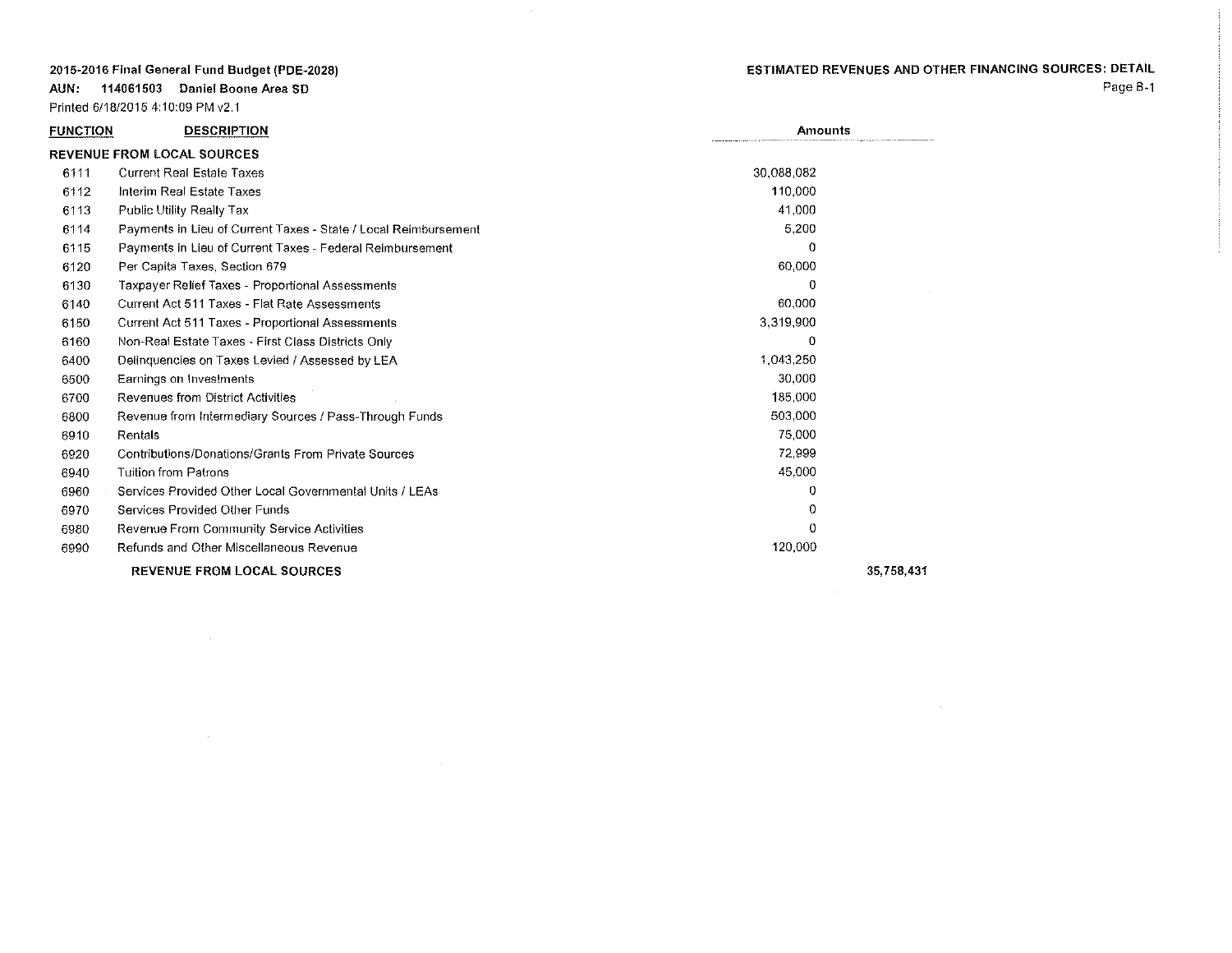2015-2016 Final General Fund Budget (PDE-2028)

AUN: 114061503 Daniel Boone Area SD

Printed 6/18/2015 4:10:09 PM v2.1

## ESTIMATED REVENUES AND OTHER FINANCING SOURCES: DETAIL

| FUNCTION | DESCRIPTION | Amounts | |
|---|---|---|---|
| **REVENUE FROM LOCAL SOURCES** | | | |
| 6111 | Current Real Estate Taxes | 30,088,082 | |
| 6112 | Interim Real Estate Taxes | 110,000 | |
| 6113 | Public Utility Realty Tax | 41,000 | |
| 6114 | Payments in Lieu of Current Taxes - State / Local Reimbursement | 5,200 | |
| 6115 | Payments in Lieu of Current Taxes - Federal Reimbursement | 0 | |
| 6120 | Per Capita Taxes, Section 679 | 60,000 | |
| 6130 | Taxpayer Relief Taxes - Proportional Assessments | 0 | |
| 6140 | Current Act 511 Taxes - Flat Rate Assessments | 60,000 | |
| 6150 | Current Act 511 Taxes - Proportional Assessments | 3,319,900 | |
| 6160 | Non-Real Estate Taxes - First Class Districts Only | 0 | |
| 6400 | Delinquencies on Taxes Levied / Assessed by LEA | 1,043,250 | |
| 6500 | Earnings on Investments | 30,000 | |
| 6700 | Revenues from District Activities | 185,000 | |
| 6800 | Revenue from Intermediary Sources / Pass-Through Funds | 503,000 | |
| 6910 | Rentals | 75,000 | |
| 6920 | Contributions/Donations/Grants From Private Sources | 72,999 | |
| 6940 | Tuition from Patrons | 45,000 | |
| 6960 | Services Provided Other Local Governmental Units / LEAs | 0 | |
| 6970 | Services Provided Other Funds | 0 | |
| 6980 | Revenue From Community Service Activities | 0 | |
| 6990 | Refunds and Other Miscellaneous Revenue | 120,000 | |
| | **REVENUE FROM LOCAL SOURCES** | | **35,758,431** |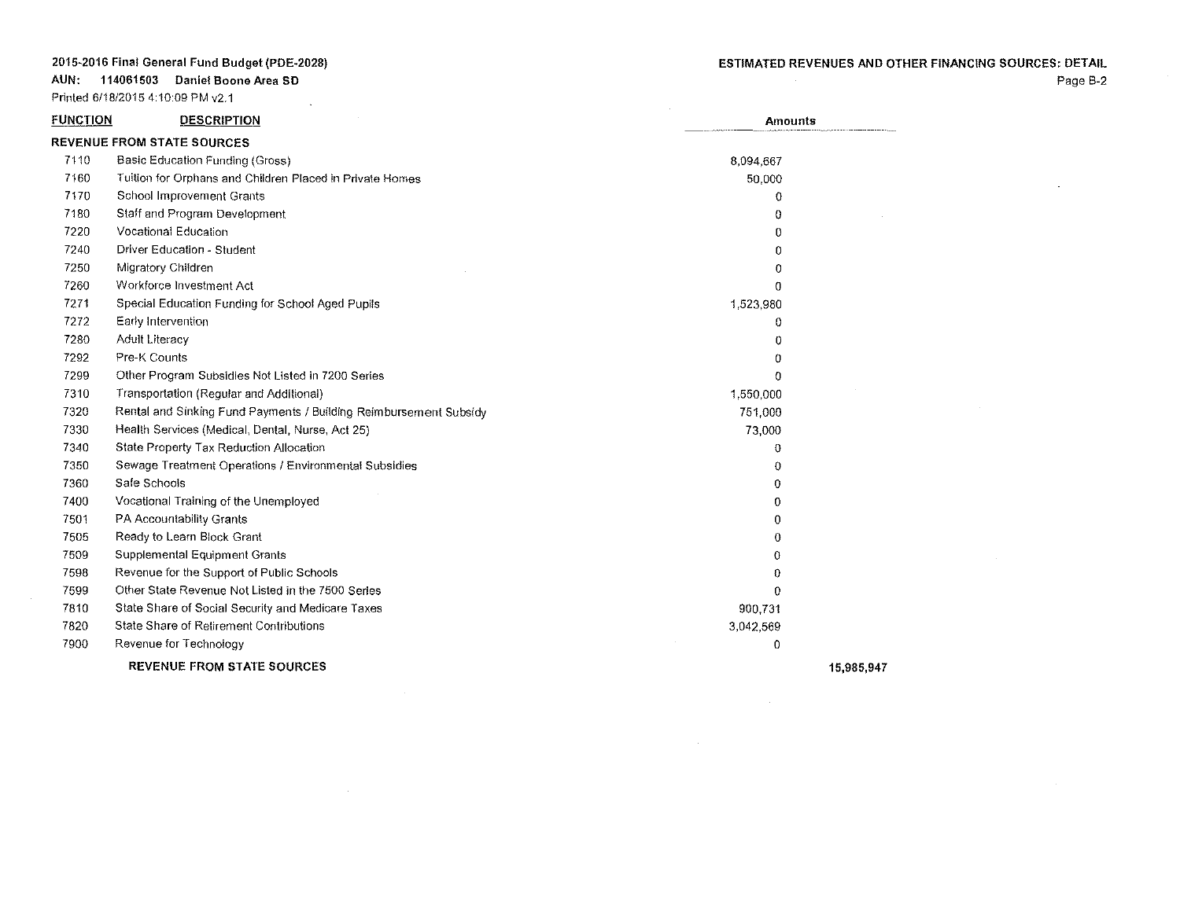2015-2016 Final General Fund Budget (PDE-2028)

AUN: 114061503 Daniel Boone Area SD

Printed 6/18/2015 4:10:09 PM v2.1

## ESTIMATED REVENUES AND OTHER FINANCING SOURCES: DETAIL

| FUNCTION | DESCRIPTION | Amounts | |
|---|---|---|---|
| **REVENUE FROM STATE SOURCES** | | | |
| 7110 | Basic Education Funding (Gross) | 8,094,667 | |
| 7160 | Tuition for Orphans and Children Placed in Private Homes | 50,000 | |
| 7170 | School Improvement Grants | 0 | |
| 7180 | Staff and Program Development | 0 | |
| 7220 | Vocational Education | 0 | |
| 7240 | Driver Education - Student | 0 | |
| 7250 | Migratory Children | 0 | |
| 7260 | Workforce Investment Act | 0 | |
| 7271 | Special Education Funding for School Aged Pupils | 1,523,980 | |
| 7272 | Early Intervention | 0 | |
| 7280 | Adult Literacy | 0 | |
| 7292 | Pre-K Counts | 0 | |
| 7299 | Other Program Subsidies Not Listed in 7200 Series | 0 | |
| 7310 | Transportation (Regular and Additional) | 1,550,000 | |
| 7320 | Rental and Sinking Fund Payments / Building Reimbursement Subsidy | 751,000 | |
| 7330 | Health Services (Medical, Dental, Nurse, Act 25) | 73,000 | |
| 7340 | State Property Tax Reduction Allocation | 0 | |
| 7350 | Sewage Treatment Operations / Environmental Subsidies | 0 | |
| 7360 | Safe Schools | 0 | |
| 7400 | Vocational Training of the Unemployed | 0 | |
| 7501 | PA Accountability Grants | 0 | |
| 7505 | Ready to Learn Block Grant | 0 | |
| 7509 | Supplemental Equipment Grants | 0 | |
| 7598 | Revenue for the Support of Public Schools | 0 | |
| 7599 | Other State Revenue Not Listed in the 7500 Series | 0 | |
| 7810 | State Share of Social Security and Medicare Taxes | 900,731 | |
| 7820 | State Share of Retirement Contributions | 3,042,569 | |
| 7900 | Revenue for Technology | 0 | |
| | **REVENUE FROM STATE SOURCES** | | **15,985,947** |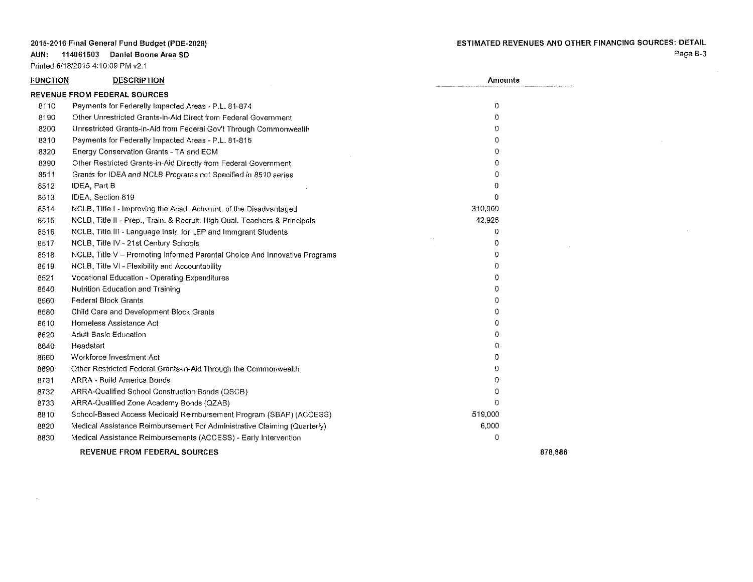**2015-2016 Final General Fund Budget (PDE-2028)**

**AUN: 114061503 Daniel Boone Area SD**

Printed 6/18/2015 4:10:09 PM v2.1

**ESTIMATED REVENUES AND OTHER FINANCING SOURCES: DETAIL**

| FUNCTION | DESCRIPTION | Amounts | |
|---|---|---|---|
| **REVENUE FROM FEDERAL SOURCES** | | | |
| 8110 | Payments for Federally Impacted Areas - P.L. 81-874 | 0 | |
| 8190 | Other Unrestricted Grants-In-Aid Direct from Federal Government | 0 | |
| 8200 | Unrestricted Grants-in-Aid from Federal Gov't Through Commonwealth | 0 | |
| 8310 | Payments for Federally Impacted Areas - P.L. 81-815 | 0 | |
| 8320 | Energy Conservation Grants - TA and ECM | 0 | |
| 8390 | Other Restricted Grants-in-Aid Directly from Federal Government | 0 | |
| 8511 | Grants for IDEA and NCLB Programs not Specified in 8510 series | 0 | |
| 8512 | IDEA, Part B | 0 | |
| 8513 | IDEA, Section 619 | 0 | |
| 8514 | NCLB, Title I - Improving the Acad. Achvmnt. of the Disadvantaged | 310,960 | |
| 8515 | NCLB, Title II - Prep., Train. & Recruit. High Qual. Teachers & Principals | 42,926 | |
| 8516 | NCLB, Title III - Language Instr. for LEP and Immgrant Students | 0 | |
| 8517 | NCLB, Title IV - 21st Century Schools | 0 | |
| 8518 | NCLB, Title V – Promoting Informed Parental Choice And Innovative Programs | 0 | |
| 8519 | NCLB, Title VI - Flexibility and Accountability | 0 | |
| 8521 | Vocational Education - Operating Expenditures | 0 | |
| 8540 | Nutrition Education and Training | 0 | |
| 8560 | Federal Block Grants | 0 | |
| 8580 | Child Care and Development Block Grants | 0 | |
| 8610 | Homeless Assistance Act | 0 | |
| 8620 | Adult Basic Education | 0 | |
| 8640 | Headstart | 0 | |
| 8660 | Workforce Investment Act | 0 | |
| 8690 | Other Restricted Federal Grants-in-Aid Through the Commonwealth | 0 | |
| 8731 | ARRA - Build America Bonds | 0 | |
| 8732 | ARRA-Qualified School Construction Bonds (QSCB) | 0 | |
| 8733 | ARRA-Qualified Zone Academy Bonds (QZAB) | 0 | |
| 8810 | School-Based Access Medicaid Reimbursement Program (SBAP) (ACCESS) | 519,000 | |
| 8820 | Medical Assistance Reimbursement For Administrative Claiming (Quarterly) | 6,000 | |
| 8830 | Medical Assistance Reimbursements (ACCESS) - Early Intervention | 0 | |
| | **REVENUE FROM FEDERAL SOURCES** | | 878,886 |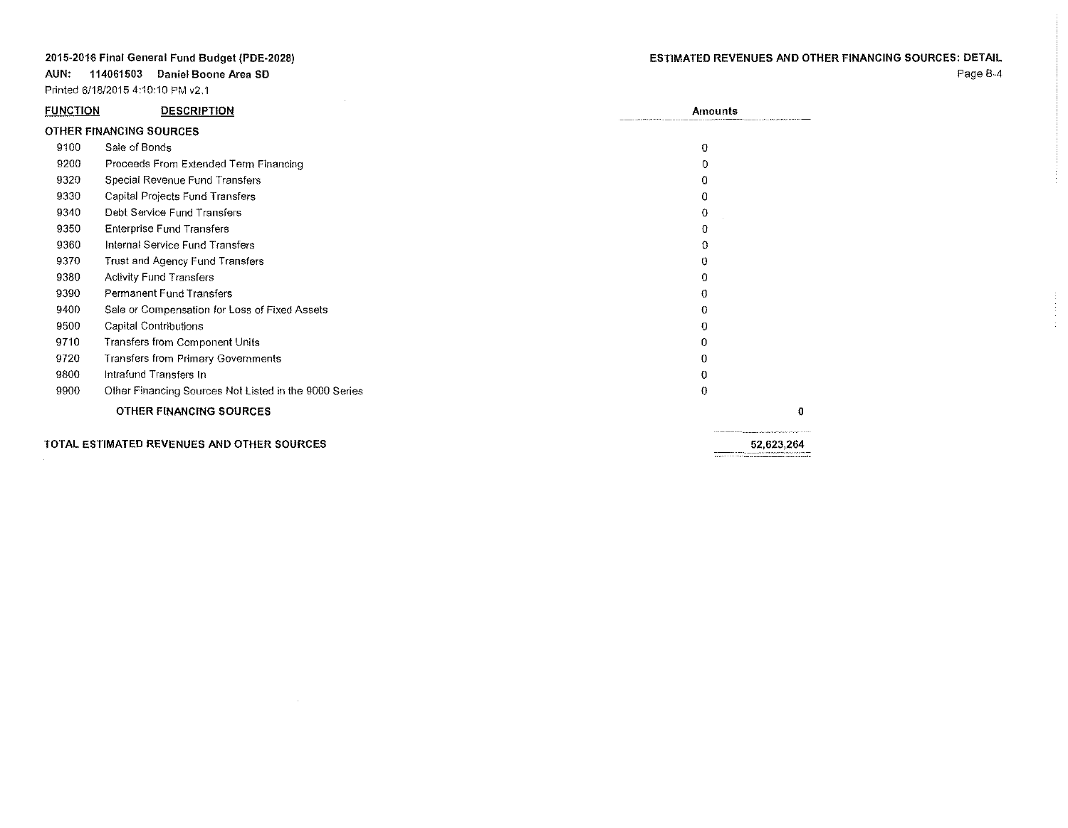2015-2016 Final General Fund Budget (PDE-2028)

AUN: 114061503 Daniel Boone Area SD

Printed 6/18/2015 4:10:10 PM v2.1

## ESTIMATED REVENUES AND OTHER FINANCING SOURCES: DETAIL

| FUNCTION | DESCRIPTION | Amounts | |
|---|---|---|---|
| **OTHER FINANCING SOURCES** | | | |
| 9100 | Sale of Bonds | 0 | |
| 9200 | Proceeds From Extended Term Financing | 0 | |
| 9320 | Special Revenue Fund Transfers | 0 | |
| 9330 | Capital Projects Fund Transfers | 0 | |
| 9340 | Debt Service Fund Transfers | 0 | |
| 9350 | Enterprise Fund Transfers | 0 | |
| 9360 | Internal Service Fund Transfers | 0 | |
| 9370 | Trust and Agency Fund Transfers | 0 | |
| 9380 | Activity Fund Transfers | 0 | |
| 9390 | Permanent Fund Transfers | 0 | |
| 9400 | Sale or Compensation for Loss of Fixed Assets | 0 | |
| 9500 | Capital Contributions | 0 | |
| 9710 | Transfers from Component Units | 0 | |
| 9720 | Transfers from Primary Governments | 0 | |
| 9800 | Intrafund Transfers In | 0 | |
| 9900 | Other Financing Sources Not Listed in the 9000 Series | 0 | |
| | **OTHER FINANCING SOURCES** | | **0** |
| **TOTAL ESTIMATED REVENUES AND OTHER SOURCES** | | | **52,623,264** |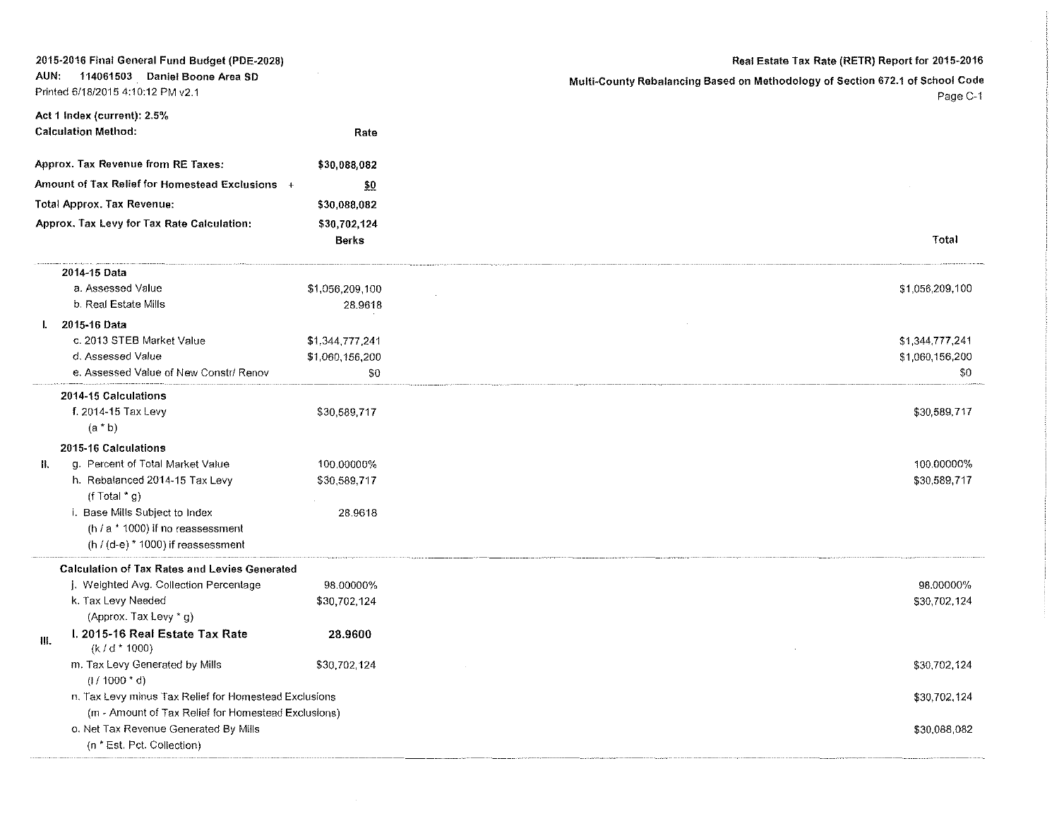2015-2016 Final General Fund Budget (PDE-2028)
AUN: 114061503 Daniel Boone Area SD
Printed 6/18/2015 4:10:12 PM v2.1

**Real Estate Tax Rate (RETR) Report for 2015-2016**

**Multi-County Rebalancing Based on Methodology of Section 672.1 of School Code**

**Act 1 Index (current): 2.5%**

| **Calculation Method:** | **Rate** |
|---|---|
| **Approx. Tax Revenue from RE Taxes:** | **$30,088,082** |
| **Amount of Tax Relief for Homestead Exclusions +** | **$0** |
| **Total Approx. Tax Revenue:** | **$30,088,082** |
| **Approx. Tax Levy for Tax Rate Calculation:** | **$30,702,124** |

| | | **Berks** | **Total** |
|---|---|---|---|
| | **2014-15 Data** | | |
| | a. Assessed Value | $1,056,209,100 | $1,056,209,100 |
| | b. Real Estate Mills | 28.9618 | |
| I. | **2015-16 Data** | | |
| | c. 2013 STEB Market Value | $1,344,777,241 | $1,344,777,241 |
| | d. Assessed Value | $1,060,156,200 | $1,060,156,200 |
| | e. Assessed Value of New Constr/ Renov | $0 | $0 |
| | **2014-15 Calculations** | | |
| | f. 2014-15 Tax Levy (a * b) | $30,589,717 | $30,589,717 |
| | **2015-16 Calculations** | | |
| II. | g. Percent of Total Market Value | 100.00000% | 100.00000% |
| | h. Rebalanced 2014-15 Tax Levy (f Total * g) | $30,589,717 | $30,589,717 |
| | i. Base Mills Subject to Index (h / a * 1000) if no reassessment (h / (d-e) * 1000) if reassessment | 28.9618 | |
| | **Calculation of Tax Rates and Levies Generated** | | |
| | j. Weighted Avg. Collection Percentage | 98.00000% | 98.00000% |
| | k. Tax Levy Needed (Approx. Tax Levy * g) | $30,702,124 | $30,702,124 |
| III. | **l. 2015-16 Real Estate Tax Rate** (k / d * 1000) | **28.9600** | |
| | m. Tax Levy Generated by Mills (l / 1000 * d) | $30,702,124 | $30,702,124 |
| | n. Tax Levy minus Tax Relief for Homestead Exclusions (m - Amount of Tax Relief for Homestead Exclusions) | | $30,702,124 |
| | o. Net Tax Revenue Generated By Mills (n * Est. Pct. Collection) | | $30,088,082 |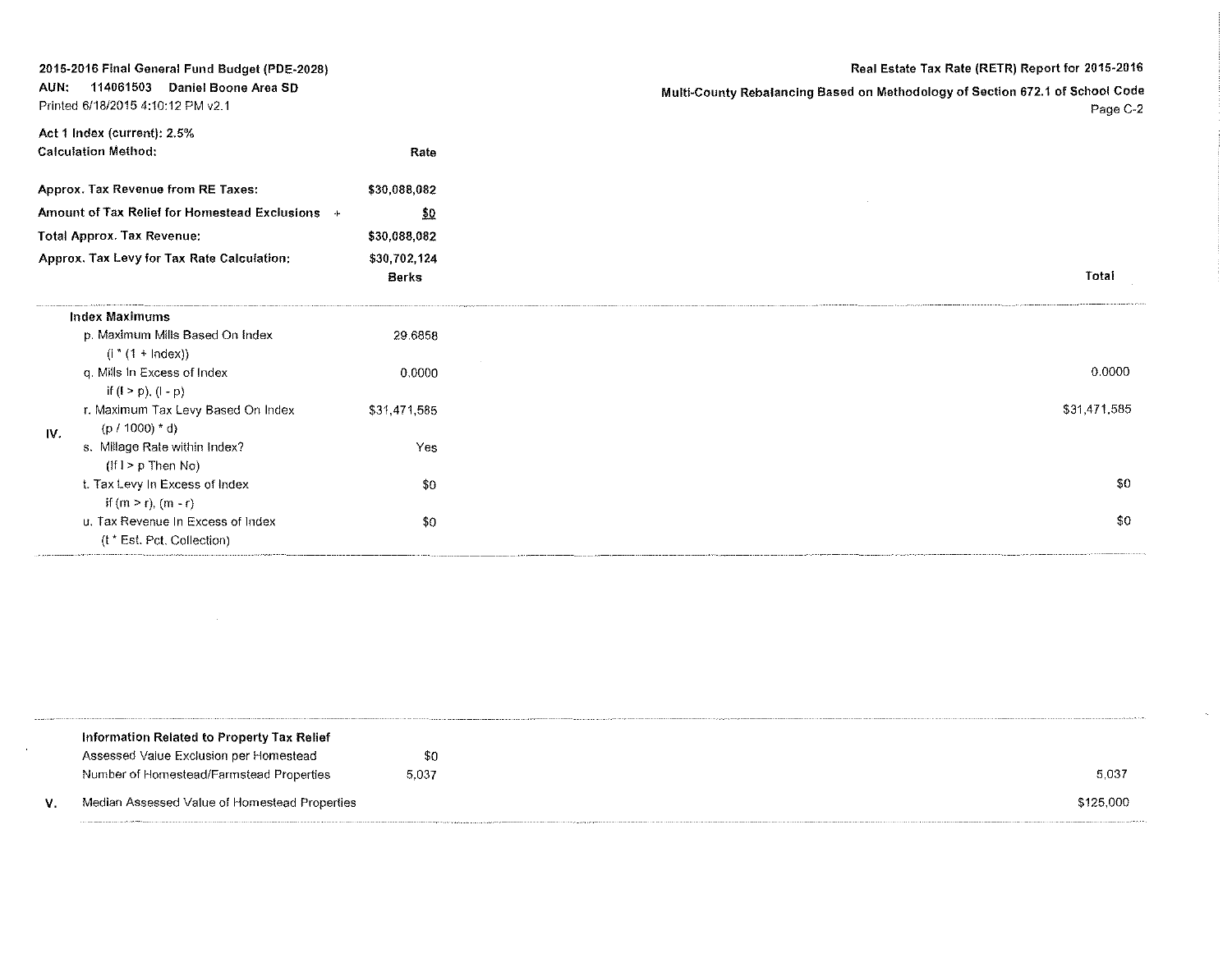2015-2016 Final General Fund Budget (PDE-2028)
AUN: 114061503 Daniel Boone Area SD
Printed 6/18/2015 4:10:12 PM v2.1

**Real Estate Tax Rate (RETR) Report for 2015-2016**

**Multi-County Rebalancing Based on Methodology of Section 672.1 of School Code**

**Act 1 Index (current): 2.5%**

| | | |
|---|---|---|
| **Calculation Method:** | **Rate** | |
| **Approx. Tax Revenue from RE Taxes:** | $30,088,082 | |
| **Amount of Tax Relief for Homestead Exclusions +** | $0 | |
| **Total Approx. Tax Revenue:** | $30,088,082 | |
| **Approx. Tax Levy for Tax Rate Calculation:** | $30,702,124 | |

| | | Berks | Total |
|---|---|---|---|
| IV. | **Index Maximums** | | |
| | p. Maximum Mills Based On Index (i * (1 + Index)) | 29.6858 | |
| | q. Mills In Excess of Index if (l > p), (l - p) | 0.0000 | 0.0000 |
| | r. Maximum Tax Levy Based On Index (p / 1000) * d) | $31,471,585 | $31,471,585 |
| | s. Millage Rate within Index? (If l > p Then No) | Yes | |
| | t. Tax Levy In Excess of Index if (m > r), (m - r) | $0 | $0 |
| | u. Tax Revenue In Excess of Index (t * Est. Pct. Collection) | $0 | $0 |

| | | Berks | Total |
|---|---|---|---|
| V. | **Information Related to Property Tax Relief** | | |
| | Assessed Value Exclusion per Homestead | $0 | |
| | Number of Homestead/Farmstead Properties | 5,037 | 5,037 |
| | Median Assessed Value of Homestead Properties | | $125,000 |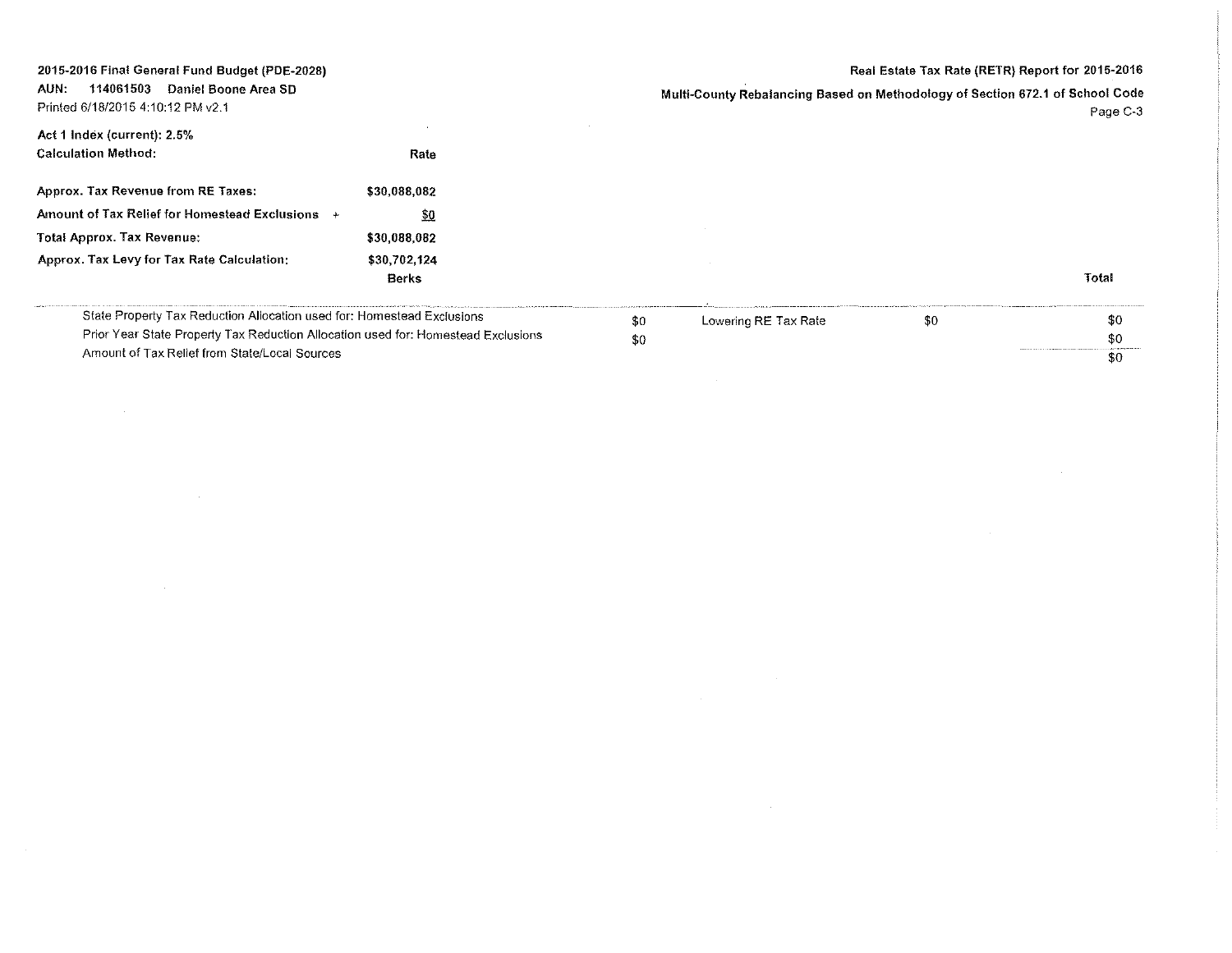**2015-2016 Final General Fund Budget (PDE-2028)**
**AUN: 114061503 Daniel Boone Area SD**
Printed 6/18/2015 4:10:12 PM v2.1

**Real Estate Tax Rate (RETR) Report for 2015-2016**

**Multi-County Rebalancing Based on Methodology of Section 672.1 of School Code**

**Act 1 Index (current): 2.5%**

| **Calculation Method:** | **Rate** |
|---|---|
| **Approx. Tax Revenue from RE Taxes:** | **$30,088,082** |
| **Amount of Tax Relief for Homestead Exclusions +** | **$0** |
| **Total Approx. Tax Revenue:** | **$30,088,082** |
| **Approx. Tax Levy for Tax Rate Calculation:** | **$30,702,124** |
| | **Berks** |

| | | | | **Total** |
|---|---|---|---|---|
| State Property Tax Reduction Allocation used for: Homestead Exclusions | $0 | Lowering RE Tax Rate | $0 | $0 |
| Prior Year State Property Tax Reduction Allocation used for: Homestead Exclusions | $0 | | | $0 |
| Amount of Tax Relief from State/Local Sources | | | | $0 |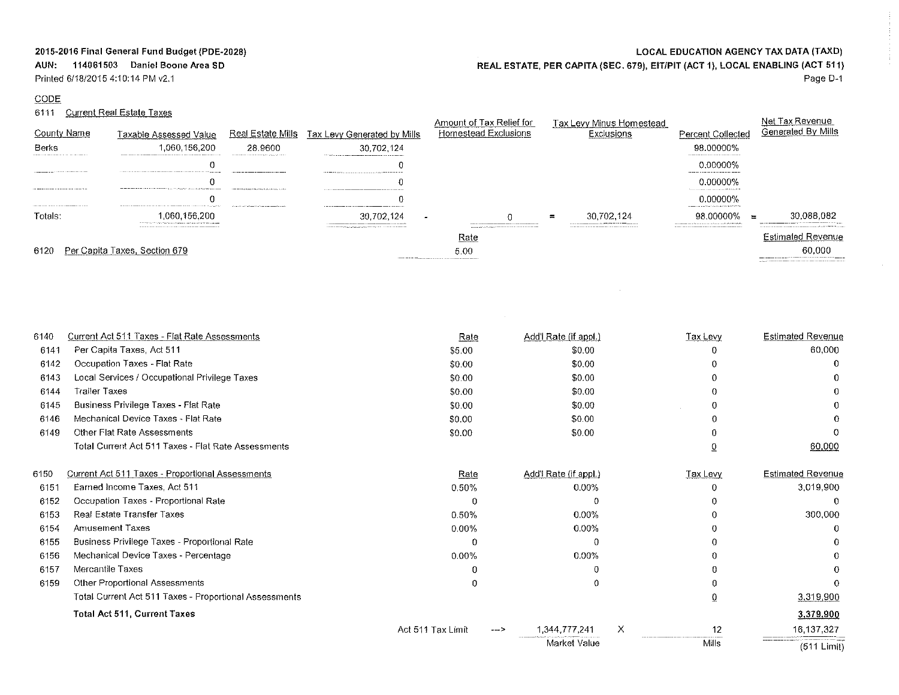**2015-2016 Final General Fund Budget (PDE-2028)**
**AUN: 114061503 Daniel Boone Area SD**
Printed 6/18/2015 4:10:14 PM v2.1

**LOCAL EDUCATION AGENCY TAX DATA (TAXD)**
**REAL ESTATE, PER CAPITA (SEC. 679), EIT/PIT (ACT 1), LOCAL ENABLING (ACT 511)**

CODE

6111 Current Real Estate Taxes

| County Name | Taxable Assessed Value | Real Estate Mills | Tax Levy Generated by Mills | | Amount of Tax Relief for Homestead Exclusions | | Tax Levy Minus Homestead Exclusions | Percent Collected | | Net Tax Revenue Generated By Mills |
|---|---|---|---|---|---|---|---|---|---|---|
| Berks | 1,060,156,200 | 28.9600 | 30,702,124 | | | | | 98.00000% | | |
| | 0 | | 0 | | | | | 0.00000% | | |
| | 0 | | 0 | | | | | 0.00000% | | |
| | 0 | | 0 | | | | | 0.00000% | | |
| Totals: | 1,060,156,200 | | 30,702,124 | - | 0 | = | 30,702,124 | 98.00000% | = | 30,088,082 |

| Code | Description | Rate | Estimated Revenue |
|---|---|---|---|
| 6120 | Per Capita Taxes, Section 679 | 5.00 | 60,000 |

| Code | Description | Rate | Add'l Rate (if appl.) | Tax Levy | Estimated Revenue |
|---|---|---|---|---|---|
| 6140 | Current Act 511 Taxes - Flat Rate Assessments | | | | |
| 6141 | Per Capita Taxes, Act 511 | $5.00 | $0.00 | 0 | 60,000 |
| 6142 | Occupation Taxes - Flat Rate | $0.00 | $0.00 | 0 | 0 |
| 6143 | Local Services / Occupational Privilege Taxes | $0.00 | $0.00 | 0 | 0 |
| 6144 | Trailer Taxes | $0.00 | $0.00 | 0 | 0 |
| 6145 | Business Privilege Taxes - Flat Rate | $0.00 | $0.00 | 0 | 0 |
| 6146 | Mechanical Device Taxes - Flat Rate | $0.00 | $0.00 | 0 | 0 |
| 6149 | Other Flat Rate Assessments | $0.00 | $0.00 | 0 | 0 |
| | Total Current Act 511 Taxes - Flat Rate Assessments | | | 0 | 60,000 |

| Code | Description | Rate | Add'l Rate (if appl.) | Tax Levy | Estimated Revenue |
|---|---|---|---|---|---|
| 6150 | Current Act 511 Taxes - Proportional Assessments | | | | |
| 6151 | Earned Income Taxes, Act 511 | 0.50% | 0.00% | 0 | 3,019,900 |
| 6152 | Occupation Taxes - Proportional Rate | 0 | 0 | 0 | 0 |
| 6153 | Real Estate Transfer Taxes | 0.50% | 0.00% | 0 | 300,000 |
| 6154 | Amusement Taxes | 0.00% | 0.00% | 0 | 0 |
| 6155 | Business Privilege Taxes - Proportional Rate | 0 | 0 | 0 | 0 |
| 6156 | Mechanical Device Taxes - Percentage | 0.00% | 0.00% | 0 | 0 |
| 6157 | Mercantile Taxes | 0 | 0 | 0 | 0 |
| 6159 | Other Proportional Assessments | 0 | 0 | 0 | 0 |
| | Total Current Act 511 Taxes - Proportional Assessments | | | 0 | 3,319,900 |
| | **Total Act 511, Current Taxes** | | | | **3,379,900** |

| | | Market Value | | Mills | (511 Limit) |
|---|---|---|---|---|---|
| Act 511 Tax Limit | ---> | 1,344,777,241 | X | 12 | 16,137,327 |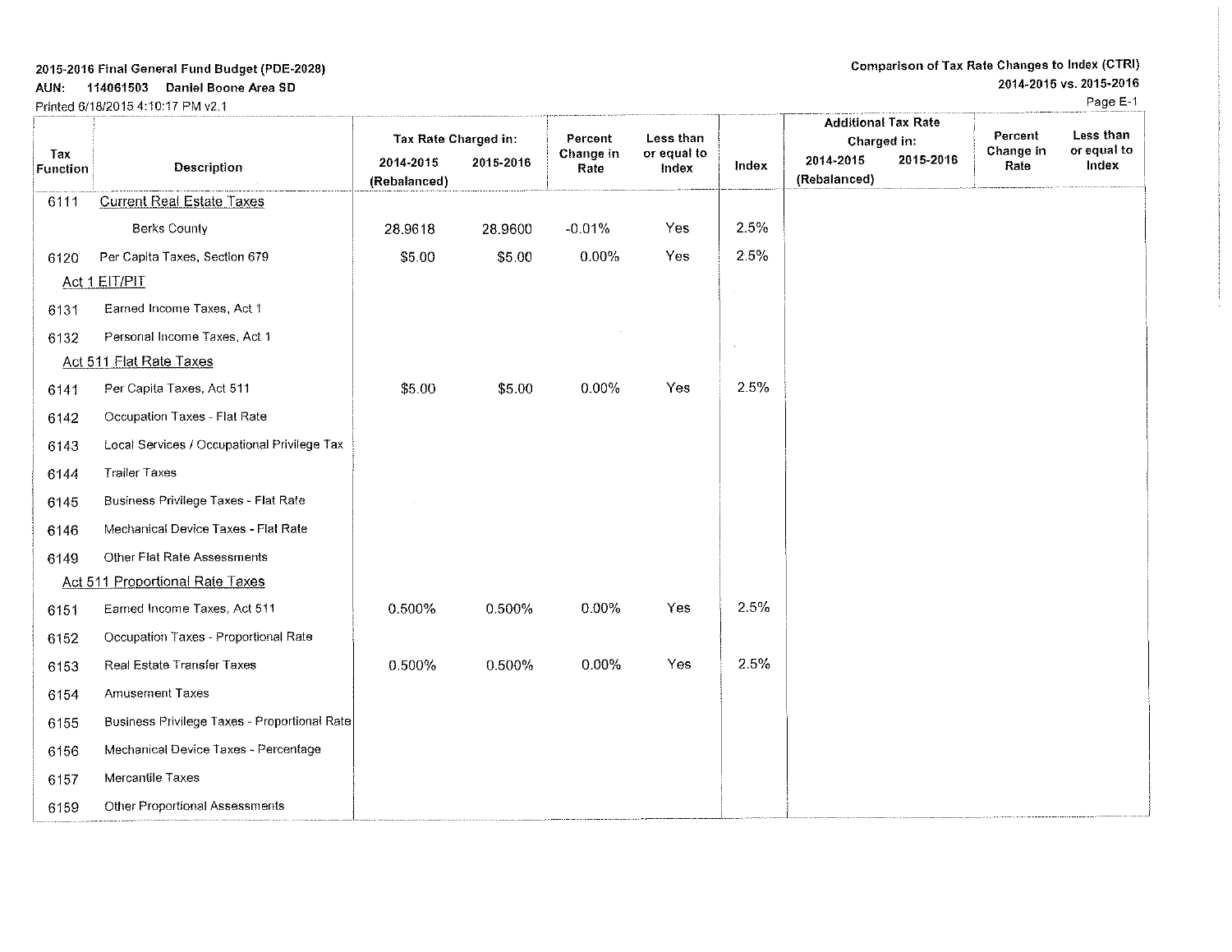2015-2016 Final General Fund Budget (PDE-2028)
AUN: 114061503 Daniel Boone Area SD
Printed 6/18/2015 4:10:17 PM v2.1

Comparison of Tax Rate Changes to Index (CTRI)
2014-2015 vs. 2015-2016

| Tax Function | Description | Tax Rate Charged in: 2014-2015 (Rebalanced) | Tax Rate Charged in: 2015-2016 | Percent Change in Rate | Less than or equal to Index | Index | Additional Tax Rate Charged in: 2014-2015 (Rebalanced) | Additional Tax Rate Charged in: 2015-2016 | Percent Change in Rate | Less than or equal to Index |
|---|---|---|---|---|---|---|---|---|---|---|
| 6111 | Current Real Estate Taxes | | | | | | | | | |
| | Berks County | 28.9618 | 28.9600 | -0.01% | Yes | 2.5% | | | | |
| 6120 | Per Capita Taxes, Section 679 | $5.00 | $5.00 | 0.00% | Yes | 2.5% | | | | |
| | Act 1 EIT/PIT | | | | | | | | | |
| 6131 | Earned Income Taxes, Act 1 | | | | | | | | | |
| 6132 | Personal Income Taxes, Act 1 | | | | | | | | | |
| | Act 511 Flat Rate Taxes | | | | | | | | | |
| 6141 | Per Capita Taxes, Act 511 | $5.00 | $5.00 | 0.00% | Yes | 2.5% | | | | |
| 6142 | Occupation Taxes - Flat Rate | | | | | | | | | |
| 6143 | Local Services / Occupational Privilege Tax | | | | | | | | | |
| 6144 | Trailer Taxes | | | | | | | | | |
| 6145 | Business Privilege Taxes - Flat Rate | | | | | | | | | |
| 6146 | Mechanical Device Taxes - Flat Rate | | | | | | | | | |
| 6149 | Other Flat Rate Assessments | | | | | | | | | |
| | Act 511 Proportional Rate Taxes | | | | | | | | | |
| 6151 | Earned Income Taxes, Act 511 | 0.500% | 0.500% | 0.00% | Yes | 2.5% | | | | |
| 6152 | Occupation Taxes - Proportional Rate | | | | | | | | | |
| 6153 | Real Estate Transfer Taxes | 0.500% | 0.500% | 0.00% | Yes | 2.5% | | | | |
| 6154 | Amusement Taxes | | | | | | | | | |
| 6155 | Business Privilege Taxes - Proportional Rate | | | | | | | | | |
| 6156 | Mechanical Device Taxes - Percentage | | | | | | | | | |
| 6157 | Mercantile Taxes | | | | | | | | | |
| 6159 | Other Proportional Assessments | | | | | | | | | |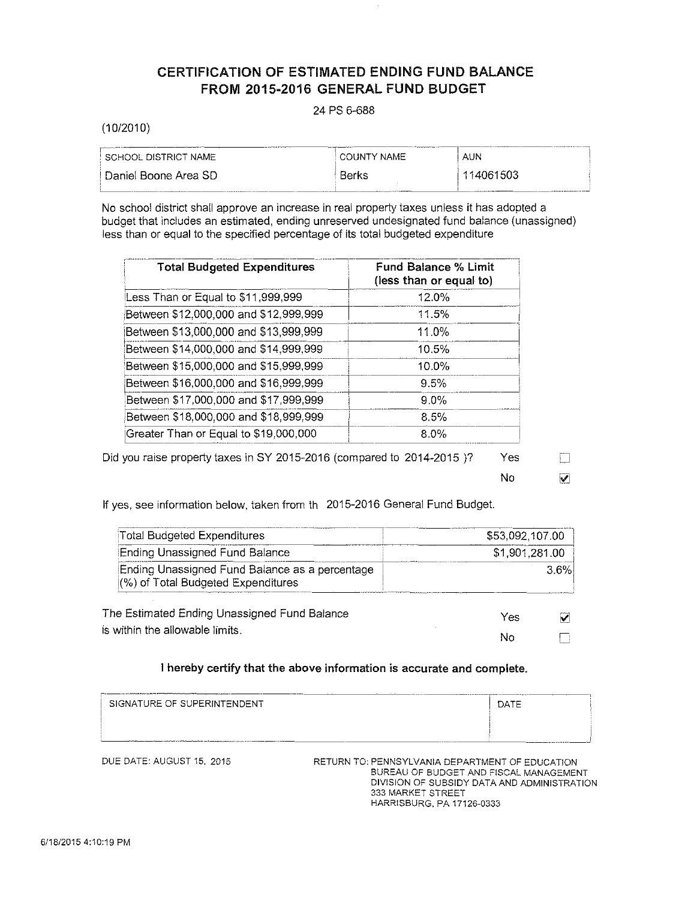# CERTIFICATION OF ESTIMATED ENDING FUND BALANCE FROM 2015-2016 GENERAL FUND BUDGET

24 PS 6-688

(10/2010)

| SCHOOL DISTRICT NAME | COUNTY NAME | AUN |
|---|---|---|
| Daniel Boone Area SD | Berks | 114061503 |

No school district shall approve an increase in real property taxes unless it has adopted a budget that includes an estimated, ending unreserved undesignated fund balance (unassigned) less than or equal to the specified percentage of its total budgeted expenditure

| Total Budgeted Expenditures | Fund Balance % Limit (less than or equal to) |
|---|---|
| Less Than or Equal to $11,999,999 | 12.0% |
| Between $12,000,000 and $12,999,999 | 11.5% |
| Between $13,000,000 and $13,999,999 | 11.0% |
| Between $14,000,000 and $14,999,999 | 10.5% |
| Between $15,000,000 and $15,999,999 | 10.0% |
| Between $16,000,000 and $16,999,999 | 9.5% |
| Between $17,000,000 and $17,999,999 | 9.0% |
| Between $18,000,000 and $18,999,999 | 8.5% |
| Greater Than or Equal to $19,000,000 | 8.0% |

Did you raise property taxes in SY 2015-2016 (compared to 2014-2015 )?

- Yes ☐
- No ☑

If yes, see information below, taken from th 2015-2016 General Fund Budget.

| | |
|---|---|
| Total Budgeted Expenditures | $53,092,107.00 |
| Ending Unassigned Fund Balance | $1,901,281.00 |
| Ending Unassigned Fund Balance as a percentage (%) of Total Budgeted Expenditures | 3.6% |

The Estimated Ending Unassigned Fund Balance is within the allowable limits.

- Yes ☑
- No ☐

**I hereby certify that the above information is accurate and complete.**

| SIGNATURE OF SUPERINTENDENT | DATE |
|---|---|
| | |

DUE DATE: AUGUST 15, 2015

RETURN TO: PENNSYLVANIA DEPARTMENT OF EDUCATION
BUREAU OF BUDGET AND FISCAL MANAGEMENT
DIVISION OF SUBSIDY DATA AND ADMINISTRATION
333 MARKET STREET
HARRISBURG, PA 17126-0333

6/18/2015 4:10:19 PM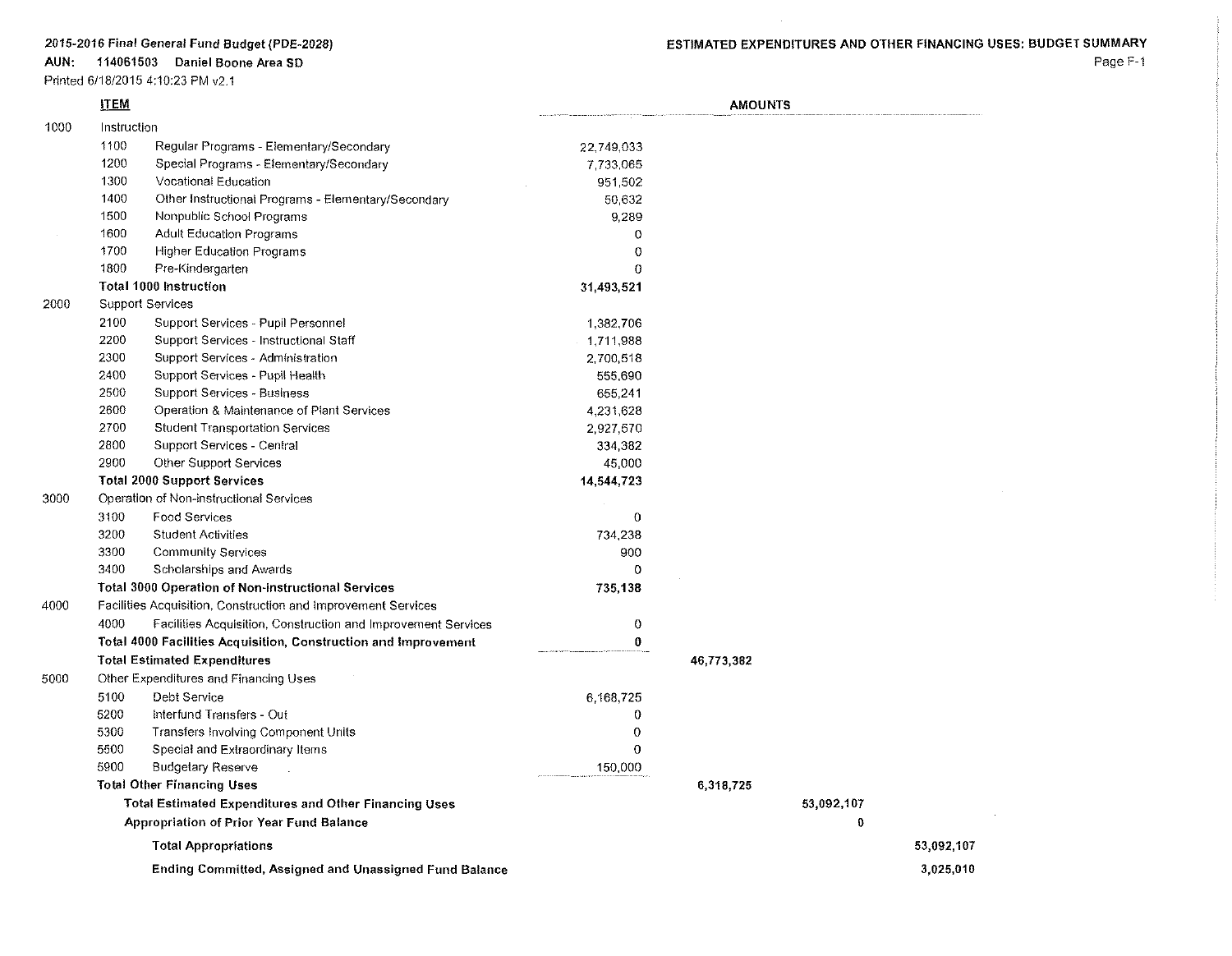**2015-2016 Final General Fund Budget (PDE-2028)**

**AUN: 114061503 Daniel Boone Area SD**

Printed 6/18/2015 4:10:23 PM v2.1

**ESTIMATED EXPENDITURES AND OTHER FINANCING USES: BUDGET SUMMARY**

| | ITEM | AMOUNTS | | | |
|---|---|---|---|---|---|
| 1000 | Instruction | | | | |
| | 1100 Regular Programs - Elementary/Secondary | 22,749,033 | | | |
| | 1200 Special Programs - Elementary/Secondary | 7,733,065 | | | |
| | 1300 Vocational Education | 951,502 | | | |
| | 1400 Other Instructional Programs - Elementary/Secondary | 50,632 | | | |
| | 1500 Nonpublic School Programs | 9,289 | | | |
| | 1600 Adult Education Programs | 0 | | | |
| | 1700 Higher Education Programs | 0 | | | |
| | 1800 Pre-Kindergarten | 0 | | | |
| | **Total 1000 Instruction** | **31,493,521** | | | |
| 2000 | Support Services | | | | |
| | 2100 Support Services - Pupil Personnel | 1,382,706 | | | |
| | 2200 Support Services - Instructional Staff | 1,711,988 | | | |
| | 2300 Support Services - Administration | 2,700,518 | | | |
| | 2400 Support Services - Pupil Health | 555,690 | | | |
| | 2500 Support Services - Business | 655,241 | | | |
| | 2600 Operation & Maintenance of Plant Services | 4,231,628 | | | |
| | 2700 Student Transportation Services | 2,927,570 | | | |
| | 2800 Support Services - Central | 334,382 | | | |
| | 2900 Other Support Services | 45,000 | | | |
| | **Total 2000 Support Services** | **14,544,723** | | | |
| 3000 | Operation of Non-instructional Services | | | | |
| | 3100 Food Services | 0 | | | |
| | 3200 Student Activities | 734,238 | | | |
| | 3300 Community Services | 900 | | | |
| | 3400 Scholarships and Awards | 0 | | | |
| | **Total 3000 Operation of Non-Instructional Services** | **735,138** | | | |
| 4000 | Facilities Acquisition, Construction and Improvement Services | | | | |
| | 4000 Facilities Acquisition, Construction and Improvement Services | 0 | | | |
| | **Total 4000 Facilities Acquisition, Construction and Improvement** | **0** | | | |
| | **Total Estimated Expenditures** | | **46,773,382** | | |
| 5000 | Other Expenditures and Financing Uses | | | | |
| | 5100 Debt Service | 6,168,725 | | | |
| | 5200 Interfund Transfers - Out | 0 | | | |
| | 5300 Transfers Involving Component Units | 0 | | | |
| | 5500 Special and Extraordinary Items | 0 | | | |
| | 5900 Budgetary Reserve | 150,000 | | | |
| | **Total Other Financing Uses** | | **6,318,725** | | |
| | **Total Estimated Expenditures and Other Financing Uses** | | | **53,092,107** | |
| | **Appropriation of Prior Year Fund Balance** | | | **0** | |
| | **Total Appropriations** | | | | **53,092,107** |
| | **Ending Committed, Assigned and Unassigned Fund Balance** | | | | **3,025,010** |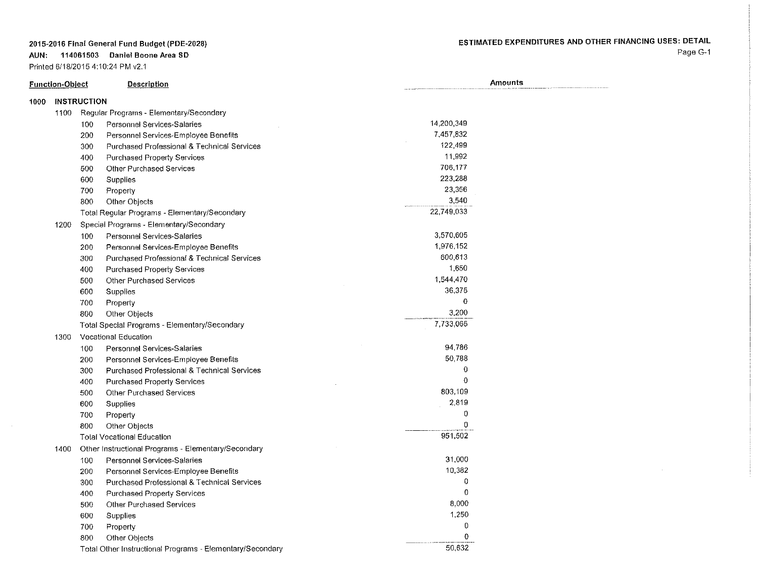**2015-2016 Final General Fund Budget (PDE-2028)**
**AUN: 114061503 Daniel Boone Area SD**
Printed 6/18/2015 4:10:24 PM v2.1

**ESTIMATED EXPENDITURES AND OTHER FINANCING USES: DETAIL**

| Function-Object | Description | Amounts |
|---|---|---|
| **1000** | **INSTRUCTION** | |
| 1100 | Regular Programs - Elementary/Secondary | |
| 100 | Personnel Services-Salaries | 14,200,349 |
| 200 | Personnel Services-Employee Benefits | 7,457,832 |
| 300 | Purchased Professional & Technical Services | 122,499 |
| 400 | Purchased Property Services | 11,992 |
| 500 | Other Purchased Services | 706,177 |
| 600 | Supplies | 223,288 |
| 700 | Property | 23,356 |
| 800 | Other Objects | 3,540 |
| | Total Regular Programs - Elementary/Secondary | 22,749,033 |
| 1200 | Special Programs - Elementary/Secondary | |
| 100 | Personnel Services-Salaries | 3,570,605 |
| 200 | Personnel Services-Employee Benefits | 1,976,152 |
| 300 | Purchased Professional & Technical Services | 600,613 |
| 400 | Purchased Property Services | 1,650 |
| 500 | Other Purchased Services | 1,544,470 |
| 600 | Supplies | 36,375 |
| 700 | Property | 0 |
| 800 | Other Objects | 3,200 |
| | Total Special Programs - Elementary/Secondary | 7,733,065 |
| 1300 | Vocational Education | |
| 100 | Personnel Services-Salaries | 94,786 |
| 200 | Personnel Services-Employee Benefits | 50,788 |
| 300 | Purchased Professional & Technical Services | 0 |
| 400 | Purchased Property Services | 0 |
| 500 | Other Purchased Services | 803,109 |
| 600 | Supplies | 2,819 |
| 700 | Property | 0 |
| 800 | Other Objects | 0 |
| | Total Vocational Education | 951,502 |
| 1400 | Other Instructional Programs - Elementary/Secondary | |
| 100 | Personnel Services-Salaries | 31,000 |
| 200 | Personnel Services-Employee Benefits | 10,382 |
| 300 | Purchased Professional & Technical Services | 0 |
| 400 | Purchased Property Services | 0 |
| 500 | Other Purchased Services | 8,000 |
| 600 | Supplies | 1,250 |
| 700 | Property | 0 |
| 800 | Other Objects | 0 |
| | Total Other Instructional Programs - Elementary/Secondary | 50,632 |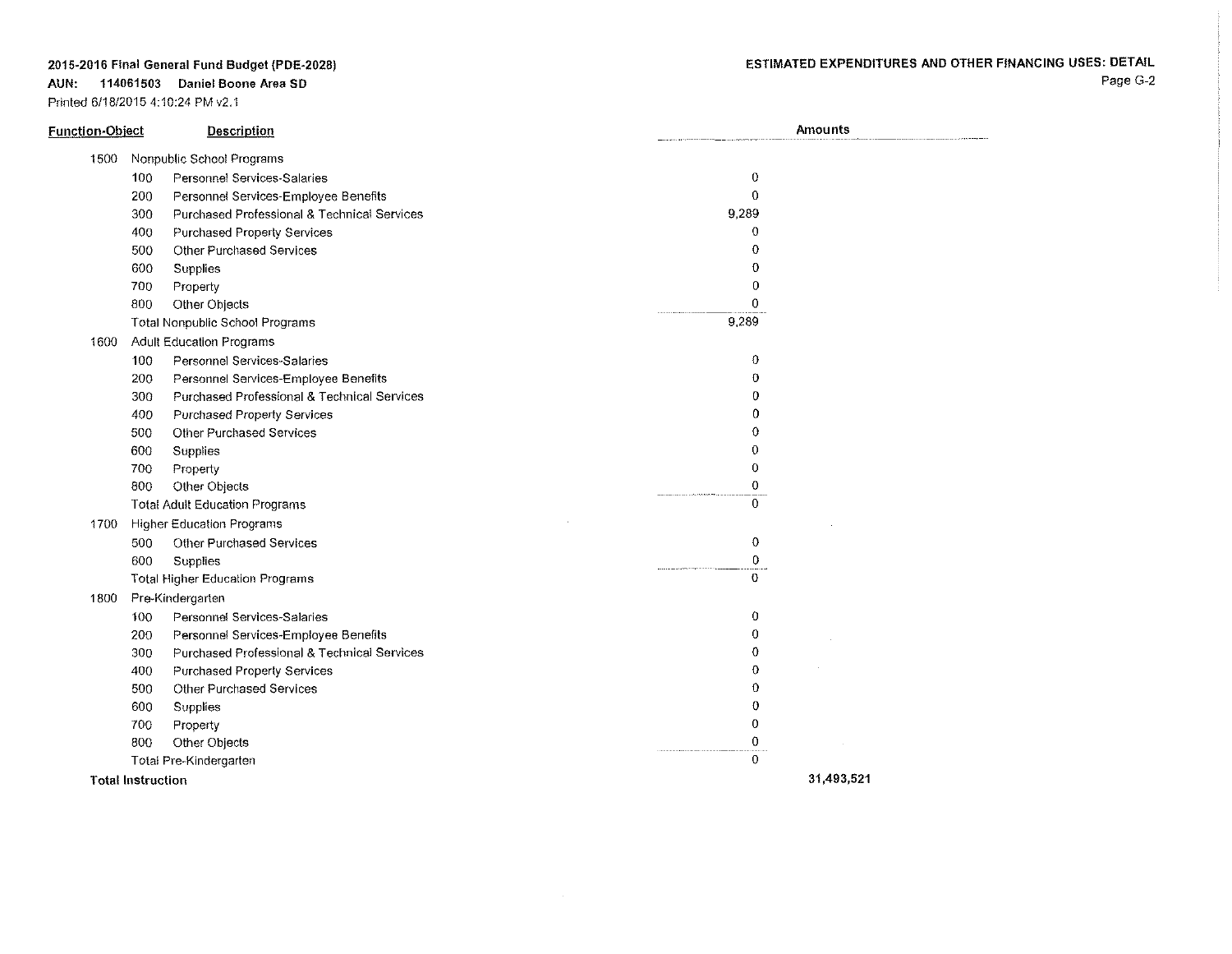**2015-2016 Final General Fund Budget (PDE-2028)**
**AUN: 114061503 Daniel Boone Area SD**
Printed 6/18/2015 4:10:24 PM v2.1

**ESTIMATED EXPENDITURES AND OTHER FINANCING USES: DETAIL**

| Function-Object | | Description | Amounts | |
|---|---|---|---|---|
| 1500 | | Nonpublic School Programs | | |
| | 100 | Personnel Services-Salaries | 0 | |
| | 200 | Personnel Services-Employee Benefits | 0 | |
| | 300 | Purchased Professional & Technical Services | 9,289 | |
| | 400 | Purchased Property Services | 0 | |
| | 500 | Other Purchased Services | 0 | |
| | 600 | Supplies | 0 | |
| | 700 | Property | 0 | |
| | 800 | Other Objects | 0 | |
| | | Total Nonpublic School Programs | 9,289 | |
| 1600 | | Adult Education Programs | | |
| | 100 | Personnel Services-Salaries | 0 | |
| | 200 | Personnel Services-Employee Benefits | 0 | |
| | 300 | Purchased Professional & Technical Services | 0 | |
| | 400 | Purchased Property Services | 0 | |
| | 500 | Other Purchased Services | 0 | |
| | 600 | Supplies | 0 | |
| | 700 | Property | 0 | |
| | 800 | Other Objects | 0 | |
| | | Total Adult Education Programs | 0 | |
| 1700 | | Higher Education Programs | | |
| | 500 | Other Purchased Services | 0 | |
| | 600 | Supplies | 0 | |
| | | Total Higher Education Programs | 0 | |
| 1800 | | Pre-Kindergarten | | |
| | 100 | Personnel Services-Salaries | 0 | |
| | 200 | Personnel Services-Employee Benefits | 0 | |
| | 300 | Purchased Professional & Technical Services | 0 | |
| | 400 | Purchased Property Services | 0 | |
| | 500 | Other Purchased Services | 0 | |
| | 600 | Supplies | 0 | |
| | 700 | Property | 0 | |
| | 800 | Other Objects | 0 | |
| | | Total Pre-Kindergarten | 0 | |
| **Total Instruction** | | | | **31,493,521** |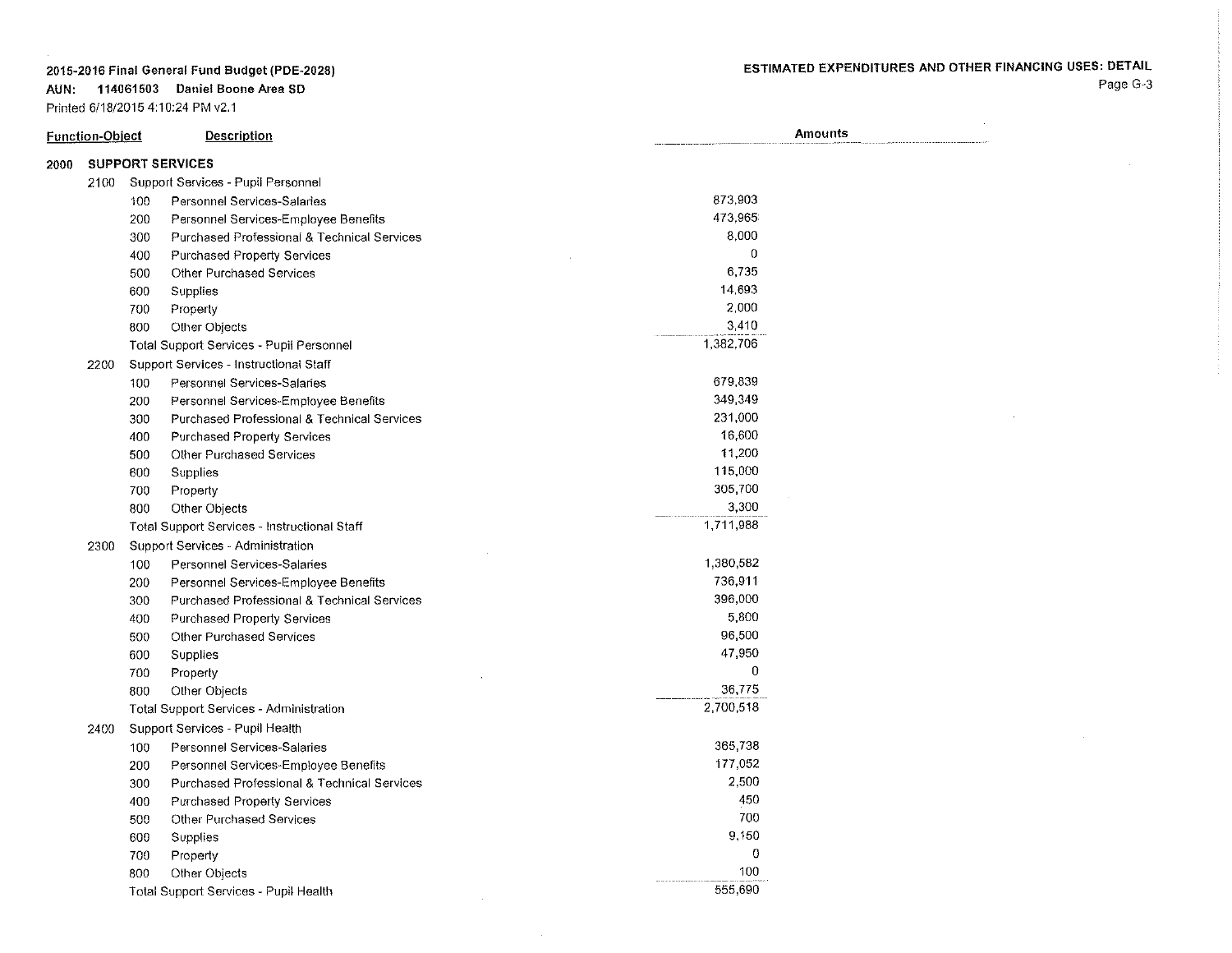**2015-2016 Final General Fund Budget (PDE-2028)**
**AUN: 114061503 Daniel Boone Area SD**
Printed 6/18/2015 4:10:24 PM v2.1

**ESTIMATED EXPENDITURES AND OTHER FINANCING USES: DETAIL**

| Function-Object | | | Description | Amounts |
|---|---|---|---|---|
| 2000 | | | **SUPPORT SERVICES** | |
| | 2100 | | Support Services - Pupil Personnel | |
| | | 100 | Personnel Services-Salaries | 873,903 |
| | | 200 | Personnel Services-Employee Benefits | 473,965 |
| | | 300 | Purchased Professional & Technical Services | 8,000 |
| | | 400 | Purchased Property Services | 0 |
| | | 500 | Other Purchased Services | 6,735 |
| | | 600 | Supplies | 14,693 |
| | | 700 | Property | 2,000 |
| | | 800 | Other Objects | 3,410 |
| | | | Total Support Services - Pupil Personnel | 1,382,706 |
| | 2200 | | Support Services - Instructional Staff | |
| | | 100 | Personnel Services-Salaries | 679,839 |
| | | 200 | Personnel Services-Employee Benefits | 349,349 |
| | | 300 | Purchased Professional & Technical Services | 231,000 |
| | | 400 | Purchased Property Services | 16,600 |
| | | 500 | Other Purchased Services | 11,200 |
| | | 600 | Supplies | 115,000 |
| | | 700 | Property | 305,700 |
| | | 800 | Other Objects | 3,300 |
| | | | Total Support Services - Instructional Staff | 1,711,988 |
| | 2300 | | Support Services - Administration | |
| | | 100 | Personnel Services-Salaries | 1,380,582 |
| | | 200 | Personnel Services-Employee Benefits | 736,911 |
| | | 300 | Purchased Professional & Technical Services | 396,000 |
| | | 400 | Purchased Property Services | 5,800 |
| | | 500 | Other Purchased Services | 96,500 |
| | | 600 | Supplies | 47,950 |
| | | 700 | Property | 0 |
| | | 800 | Other Objects | 36,775 |
| | | | Total Support Services - Administration | 2,700,518 |
| | 2400 | | Support Services - Pupil Health | |
| | | 100 | Personnel Services-Salaries | 365,738 |
| | | 200 | Personnel Services-Employee Benefits | 177,052 |
| | | 300 | Purchased Professional & Technical Services | 2,500 |
| | | 400 | Purchased Property Services | 450 |
| | | 500 | Other Purchased Services | 700 |
| | | 600 | Supplies | 9,150 |
| | | 700 | Property | 0 |
| | | 800 | Other Objects | 100 |
| | | | Total Support Services - Pupil Health | 555,690 |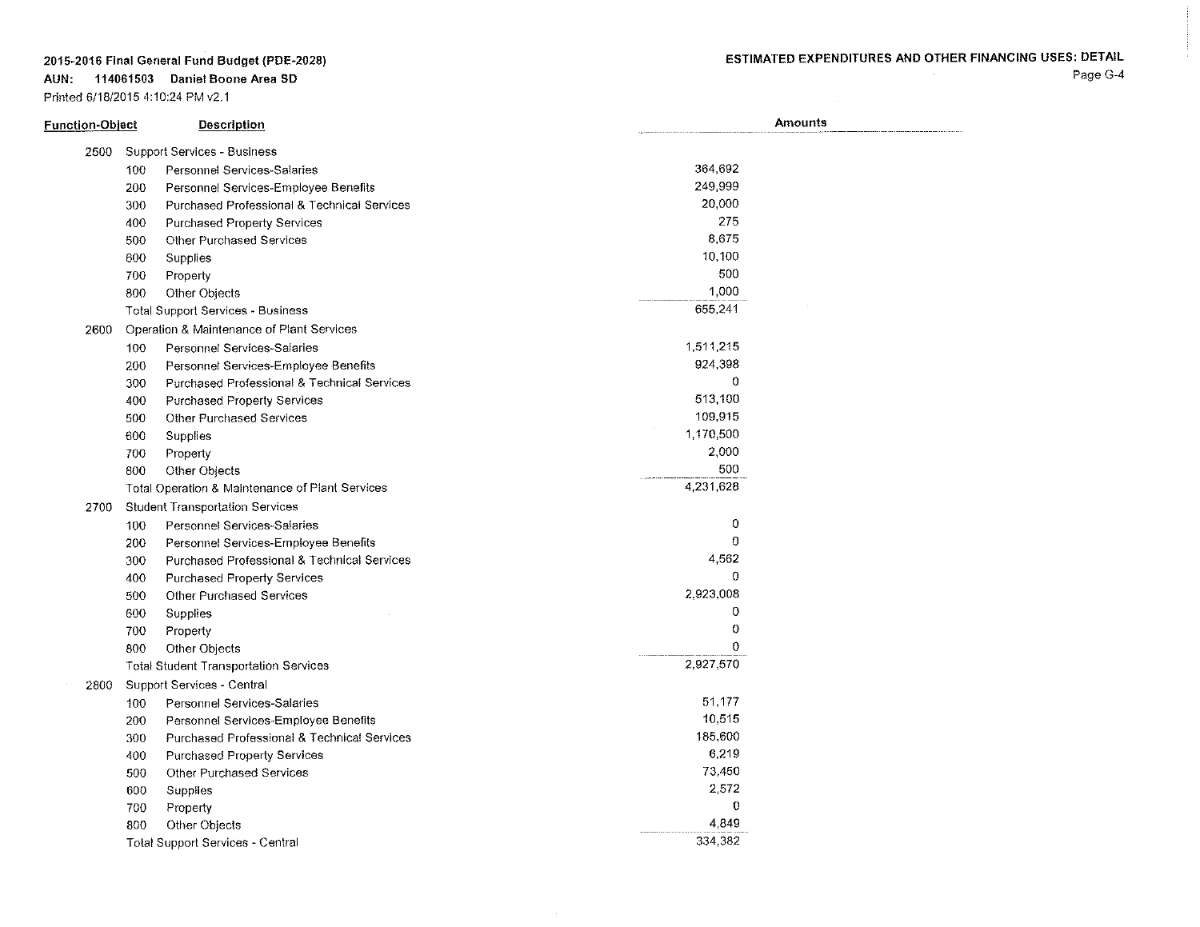2015-2016 Final General Fund Budget (PDE-2028)

AUN: 114061503 Daniel Boone Area SD

Printed 6/18/2015 4:10:24 PM v2.1

ESTIMATED EXPENDITURES AND OTHER FINANCING USES: DETAIL

| Function-Object | | Description | Amounts |
|---|---|---|---|
| 2500 | | Support Services - Business | |
| | 100 | Personnel Services-Salaries | 364,692 |
| | 200 | Personnel Services-Employee Benefits | 249,999 |
| | 300 | Purchased Professional & Technical Services | 20,000 |
| | 400 | Purchased Property Services | 275 |
| | 500 | Other Purchased Services | 8,675 |
| | 600 | Supplies | 10,100 |
| | 700 | Property | 500 |
| | 800 | Other Objects | 1,000 |
| | | Total Support Services - Business | 655,241 |
| 2600 | | Operation & Maintenance of Plant Services | |
| | 100 | Personnel Services-Salaries | 1,511,215 |
| | 200 | Personnel Services-Employee Benefits | 924,398 |
| | 300 | Purchased Professional & Technical Services | 0 |
| | 400 | Purchased Property Services | 513,100 |
| | 500 | Other Purchased Services | 109,915 |
| | 600 | Supplies | 1,170,500 |
| | 700 | Property | 2,000 |
| | 800 | Other Objects | 500 |
| | | Total Operation & Maintenance of Plant Services | 4,231,628 |
| 2700 | | Student Transportation Services | |
| | 100 | Personnel Services-Salaries | 0 |
| | 200 | Personnel Services-Employee Benefits | 0 |
| | 300 | Purchased Professional & Technical Services | 4,562 |
| | 400 | Purchased Property Services | 0 |
| | 500 | Other Purchased Services | 2,923,008 |
| | 600 | Supplies | 0 |
| | 700 | Property | 0 |
| | 800 | Other Objects | 0 |
| | | Total Student Transportation Services | 2,927,570 |
| 2800 | | Support Services - Central | |
| | 100 | Personnel Services-Salaries | 51,177 |
| | 200 | Personnel Services-Employee Benefits | 10,515 |
| | 300 | Purchased Professional & Technical Services | 185,600 |
| | 400 | Purchased Property Services | 6,219 |
| | 500 | Other Purchased Services | 73,450 |
| | 600 | Supplies | 2,572 |
| | 700 | Property | 0 |
| | 800 | Other Objects | 4,849 |
| | | Total Support Services - Central | 334,382 |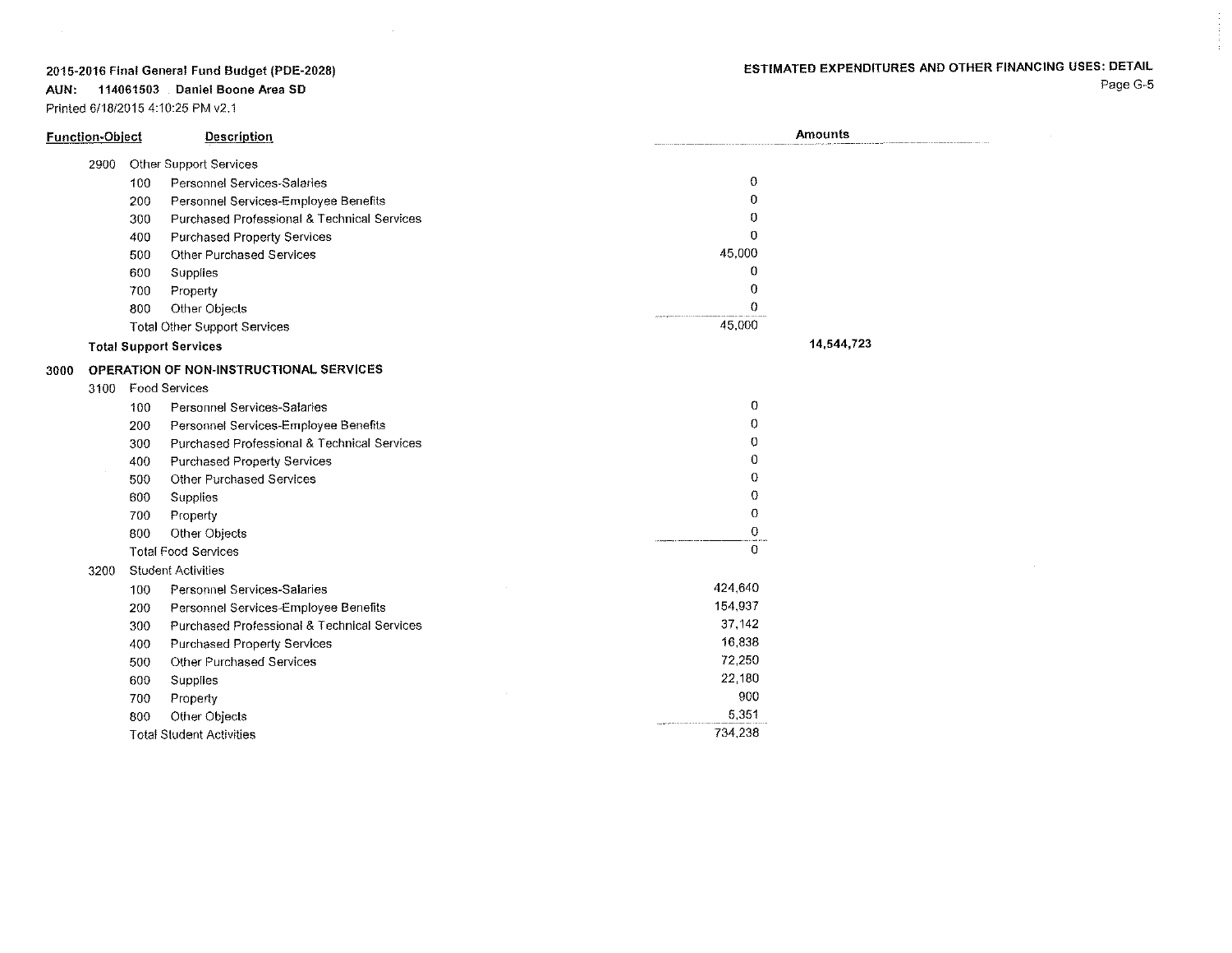**2015-2016 Final General Fund Budget (PDE-2028)**
**AUN: 114061503 Daniel Boone Area SD**
Printed 6/18/2015 4:10:25 PM v2.1

**ESTIMATED EXPENDITURES AND OTHER FINANCING USES: DETAIL**

| Function-Object | | | Description | Amounts | |
|---|---|---|---|---|---|
| | 2900 | | Other Support Services | | |
| | | 100 | Personnel Services-Salaries | 0 | |
| | | 200 | Personnel Services-Employee Benefits | 0 | |
| | | 300 | Purchased Professional & Technical Services | 0 | |
| | | 400 | Purchased Property Services | 0 | |
| | | 500 | Other Purchased Services | 45,000 | |
| | | 600 | Supplies | 0 | |
| | | 700 | Property | 0 | |
| | | 800 | Other Objects | 0 | |
| | | | Total Other Support Services | 45,000 | |
| | **Total Support Services** | | | | **14,544,723** |
| 3000 | **OPERATION OF NON-INSTRUCTIONAL SERVICES** | | | | |
| | 3100 | | Food Services | | |
| | | 100 | Personnel Services-Salaries | 0 | |
| | | 200 | Personnel Services-Employee Benefits | 0 | |
| | | 300 | Purchased Professional & Technical Services | 0 | |
| | | 400 | Purchased Property Services | 0 | |
| | | 500 | Other Purchased Services | 0 | |
| | | 600 | Supplies | 0 | |
| | | 700 | Property | 0 | |
| | | 800 | Other Objects | 0 | |
| | | | Total Food Services | 0 | |
| | 3200 | | Student Activities | | |
| | | 100 | Personnel Services-Salaries | 424,640 | |
| | | 200 | Personnel Services-Employee Benefits | 154,937 | |
| | | 300 | Purchased Professional & Technical Services | 37,142 | |
| | | 400 | Purchased Property Services | 16,838 | |
| | | 500 | Other Purchased Services | 72,250 | |
| | | 600 | Supplies | 22,180 | |
| | | 700 | Property | 900 | |
| | | 800 | Other Objects | 5,351 | |
| | | | Total Student Activities | 734,238 | |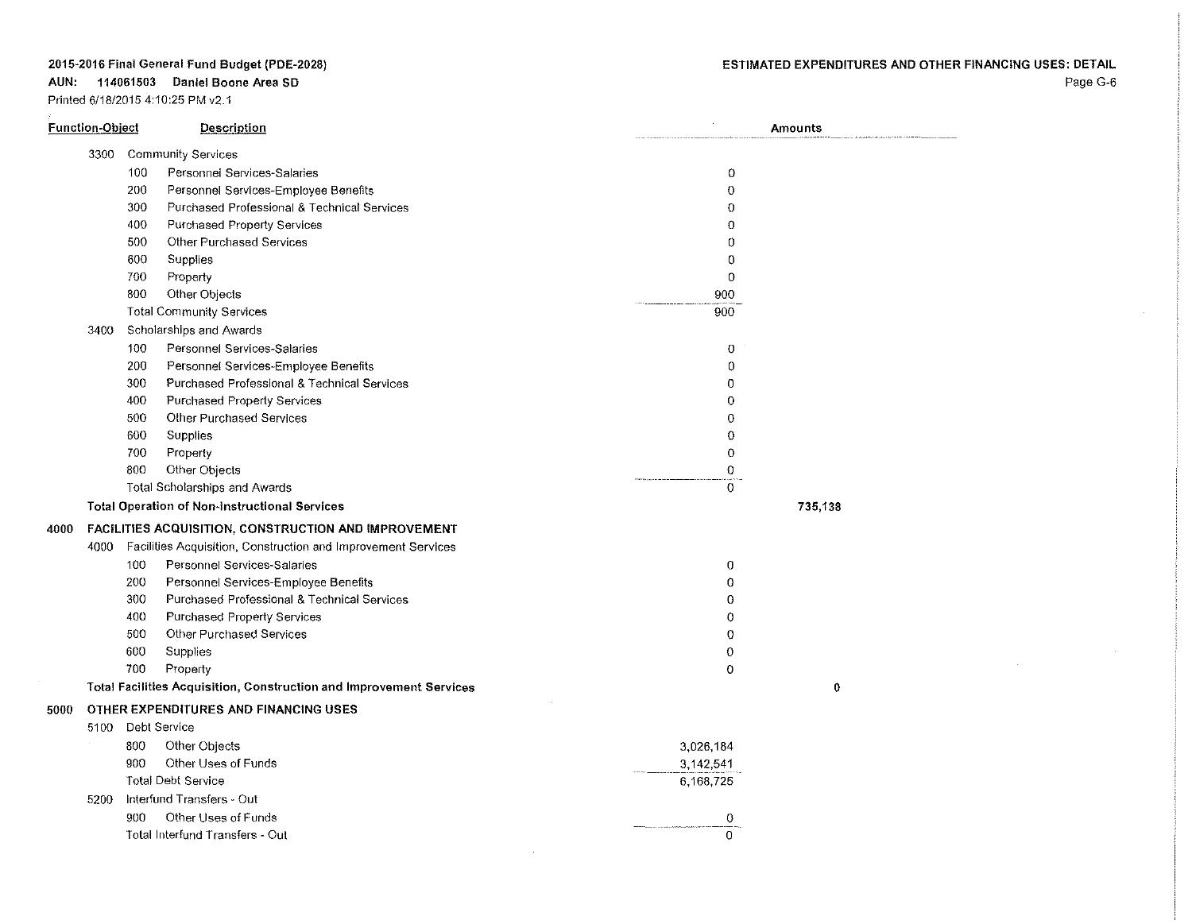**2015-2016 Final General Fund Budget (PDE-2028)**
**AUN: 114061503 Daniel Boone Area SD**
Printed 6/18/2015 4:10:25 PM v2.1

**ESTIMATED EXPENDITURES AND OTHER FINANCING USES: DETAIL**

| Function-Object | | | Description | Amounts | |
|---|---|---|---|---|---|
| | 3300 | | Community Services | | |
| | | 100 | Personnel Services-Salaries | 0 | |
| | | 200 | Personnel Services-Employee Benefits | 0 | |
| | | 300 | Purchased Professional & Technical Services | 0 | |
| | | 400 | Purchased Property Services | 0 | |
| | | 500 | Other Purchased Services | 0 | |
| | | 600 | Supplies | 0 | |
| | | 700 | Property | 0 | |
| | | 800 | Other Objects | 900 | |
| | | | Total Community Services | 900 | |
| | 3400 | | Scholarships and Awards | | |
| | | 100 | Personnel Services-Salaries | 0 | |
| | | 200 | Personnel Services-Employee Benefits | 0 | |
| | | 300 | Purchased Professional & Technical Services | 0 | |
| | | 400 | Purchased Property Services | 0 | |
| | | 500 | Other Purchased Services | 0 | |
| | | 600 | Supplies | 0 | |
| | | 700 | Property | 0 | |
| | | 800 | Other Objects | 0 | |
| | | | Total Scholarships and Awards | 0 | |
| | | | **Total Operation of Non-instructional Services** | | **735,138** |
| **4000** | | | **FACILITIES ACQUISITION, CONSTRUCTION AND IMPROVEMENT** | | |
| | 4000 | | Facilities Acquisition, Construction and Improvement Services | | |
| | | 100 | Personnel Services-Salaries | 0 | |
| | | 200 | Personnel Services-Employee Benefits | 0 | |
| | | 300 | Purchased Professional & Technical Services | 0 | |
| | | 400 | Purchased Property Services | 0 | |
| | | 500 | Other Purchased Services | 0 | |
| | | 600 | Supplies | 0 | |
| | | 700 | Property | 0 | |
| | | | **Total Facilities Acquisition, Construction and Improvement Services** | | **0** |
| **5000** | | | **OTHER EXPENDITURES AND FINANCING USES** | | |
| | 5100 | | Debt Service | | |
| | | 800 | Other Objects | 3,026,184 | |
| | | 900 | Other Uses of Funds | 3,142,541 | |
| | | | Total Debt Service | 6,168,725 | |
| | 5200 | | Interfund Transfers - Out | | |
| | | 900 | Other Uses of Funds | 0 | |
| | | | Total Interfund Transfers - Out | 0 | |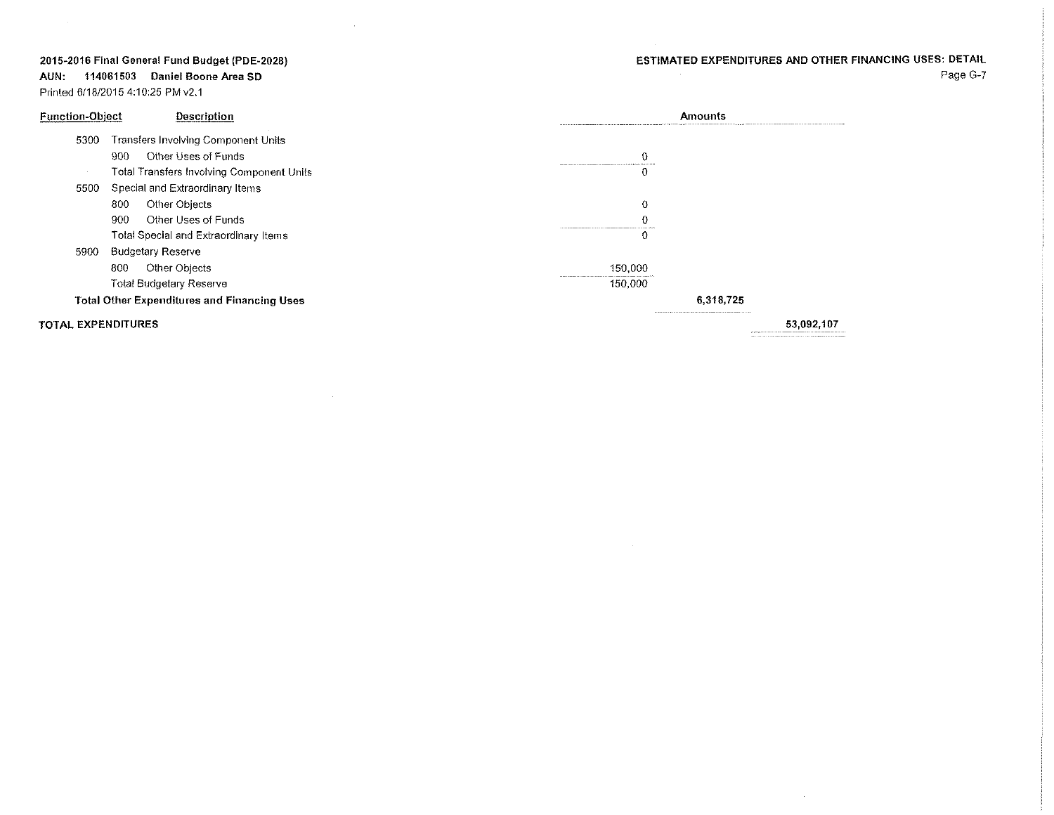**2015-2016 Final General Fund Budget (PDE-2028)**
**AUN: 114061503 Daniel Boone Area SD**
Printed 6/18/2015 4:10:25 PM v2.1

**ESTIMATED EXPENDITURES AND OTHER FINANCING USES: DETAIL**

| Function-Object | Description | Amounts | | |
|---|---|---|---|---|
| 5300 | Transfers Involving Component Units | | | |
| 900 | Other Uses of Funds | 0 | | |
| | Total Transfers Involving Component Units | 0 | | |
| 5500 | Special and Extraordinary Items | | | |
| 800 | Other Objects | 0 | | |
| 900 | Other Uses of Funds | 0 | | |
| | Total Special and Extraordinary Items | 0 | | |
| 5900 | Budgetary Reserve | | | |
| 800 | Other Objects | 150,000 | | |
| | Total Budgetary Reserve | 150,000 | | |
| **Total Other Expenditures and Financing Uses** | | | **6,318,725** | |
| **TOTAL EXPENDITURES** | | | | **53,092,107** |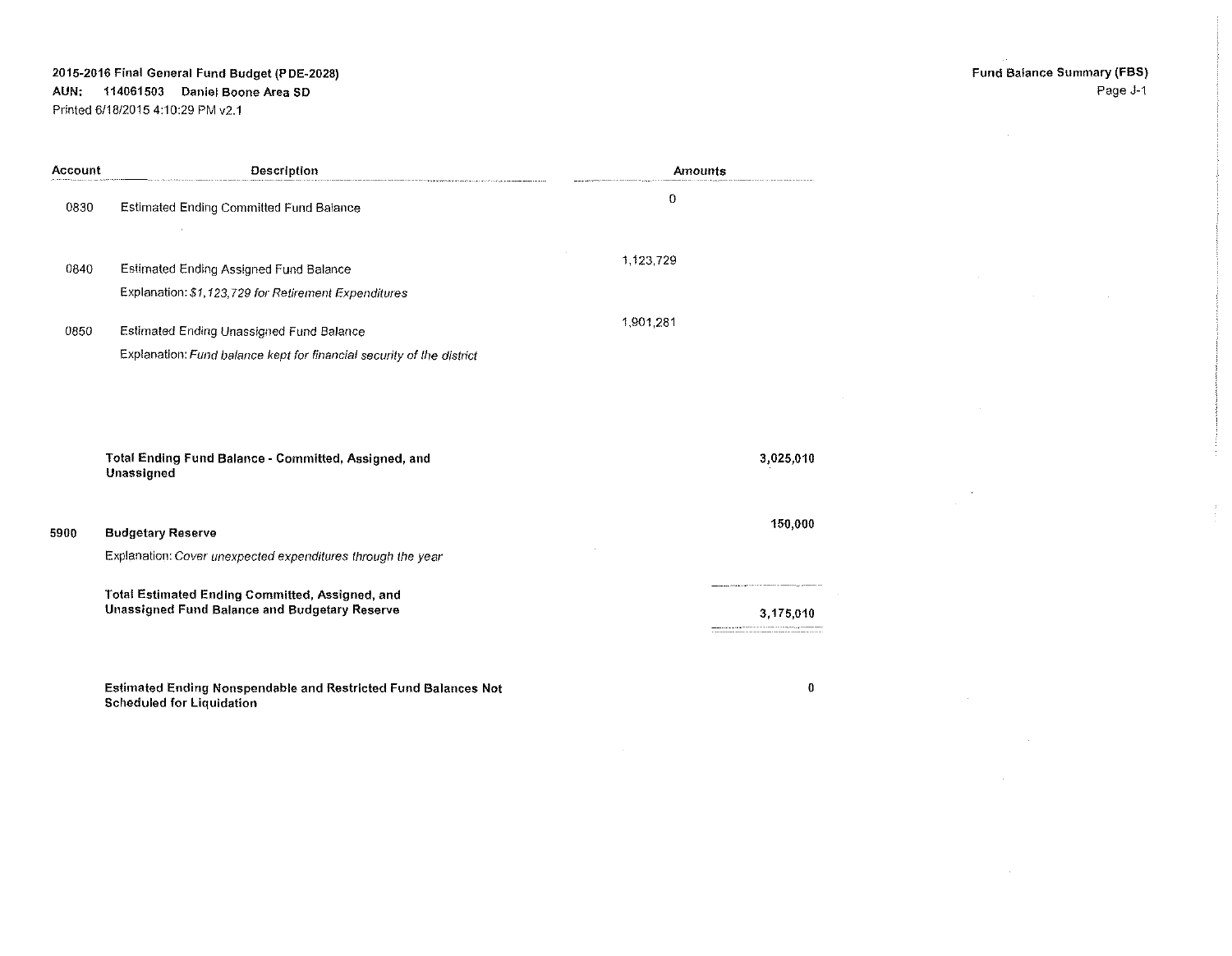**2015-2016 Final General Fund Budget (PDE-2028)**
**AUN: 114061503 Daniel Boone Area SD**
Printed 6/18/2015 4:10:29 PM v2.1

**Fund Balance Summary (FBS)**
Page J-1

| Account | Description | Amounts | |
|---|---|---|---|
| 0830 | Estimated Ending Committed Fund Balance | 0 | |
| 0840 | Estimated Ending Assigned Fund Balance<br>Explanation: *$1,123,729 for Retirement Expenditures* | 1,123,729 | |
| 0850 | Estimated Ending Unassigned Fund Balance<br>Explanation: *Fund balance kept for financial security of the district* | 1,901,281 | |
| | **Total Ending Fund Balance - Committed, Assigned, and Unassigned** | | **3,025,010** |
| **5900** | **Budgetary Reserve**<br>Explanation: *Cover unexpected expenditures through the year* | | **150,000** |
| | **Total Estimated Ending Committed, Assigned, and Unassigned Fund Balance and Budgetary Reserve** | | **3,175,010** |
| | **Estimated Ending Nonspendable and Restricted Fund Balances Not Scheduled for Liquidation** | | **0** |